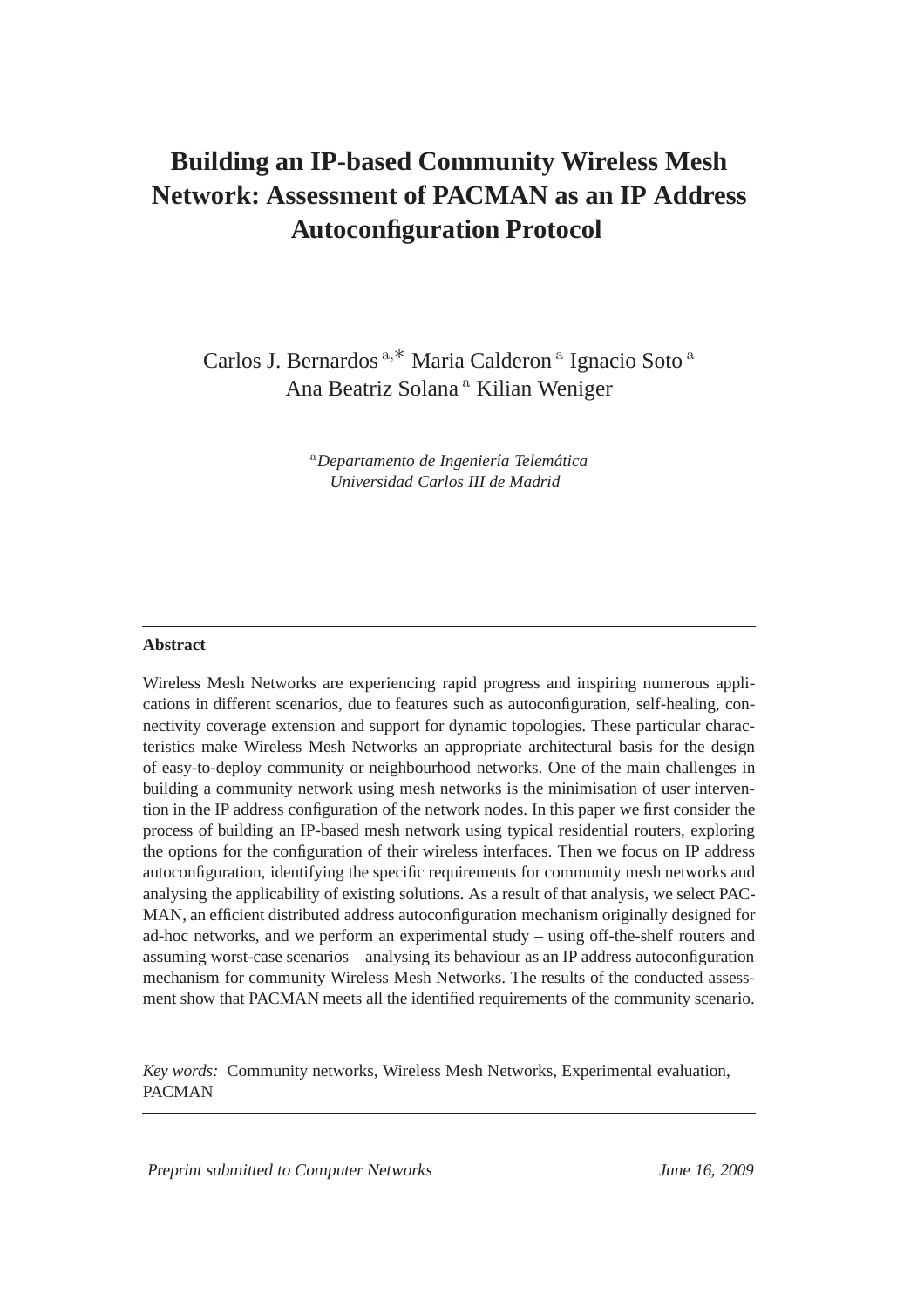# Building an IP-based Community Wireless Mesh Network: Assessment of PACMAN as an IP Address Autoconfiguration Protocol

Carlos J. Bernardos [a,*] Maria Calderon [a] Ignacio Soto [a] Ana Beatriz Solana [a] Kilian Weniger

[a] *Departamento de Ingeniería Telemática Universidad Carlos III de Madrid*

---

**Abstract**

Wireless Mesh Networks are experiencing rapid progress and inspiring numerous applications in different scenarios, due to features such as autoconfiguration, self-healing, connectivity coverage extension and support for dynamic topologies. These particular characteristics make Wireless Mesh Networks an appropriate architectural basis for the design of easy-to-deploy community or neighbourhood networks. One of the main challenges in building a community network using mesh networks is the minimisation of user intervention in the IP address configuration of the network nodes. In this paper we first consider the process of building an IP-based mesh network using typical residential routers, exploring the options for the configuration of their wireless interfaces. Then we focus on IP address autoconfiguration, identifying the specific requirements for community mesh networks and analysing the applicability of existing solutions. As a result of that analysis, we select PACMAN, an efficient distributed address autoconfiguration mechanism originally designed for ad-hoc networks, and we perform an experimental study – using off-the-shelf routers and assuming worst-case scenarios – analysing its behaviour as an IP address autoconfiguration mechanism for community Wireless Mesh Networks. The results of the conducted assessment show that PACMAN meets all the identified requirements of the community scenario.

*Key words:* Community networks, Wireless Mesh Networks, Experimental evaluation, PACMAN

---

*Preprint submitted to Computer Networks* *June 16, 2009*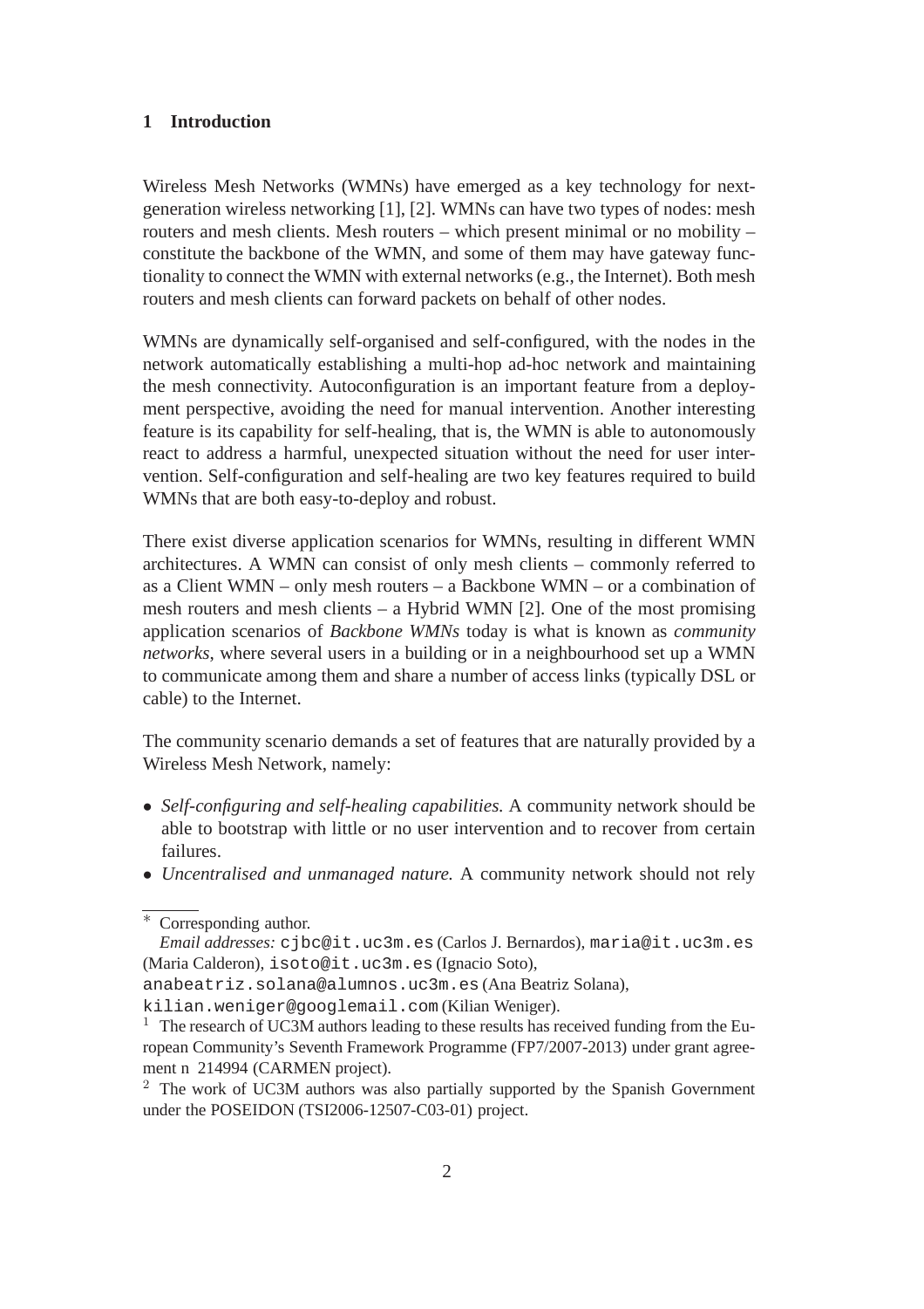## 1 Introduction

Wireless Mesh Networks (WMNs) have emerged as a key technology for next-generation wireless networking [1], [2]. WMNs can have two types of nodes: mesh routers and mesh clients. Mesh routers – which present minimal or no mobility – constitute the backbone of the WMN, and some of them may have gateway functionality to connect the WMN with external networks (e.g., the Internet). Both mesh routers and mesh clients can forward packets on behalf of other nodes.

WMNs are dynamically self-organised and self-configured, with the nodes in the network automatically establishing a multi-hop ad-hoc network and maintaining the mesh connectivity. Autoconfiguration is an important feature from a deployment perspective, avoiding the need for manual intervention. Another interesting feature is its capability for self-healing, that is, the WMN is able to autonomously react to address a harmful, unexpected situation without the need for user intervention. Self-configuration and self-healing are two key features required to build WMNs that are both easy-to-deploy and robust.

There exist diverse application scenarios for WMNs, resulting in different WMN architectures. A WMN can consist of only mesh clients – commonly referred to as a Client WMN – only mesh routers – a Backbone WMN – or a combination of mesh routers and mesh clients – a Hybrid WMN [2]. One of the most promising application scenarios of *Backbone WMNs* today is what is known as *community networks*, where several users in a building or in a neighbourhood set up a WMN to communicate among them and share a number of access links (typically DSL or cable) to the Internet.

The community scenario demands a set of features that are naturally provided by a Wireless Mesh Network, namely:

- *Self-configuring and self-healing capabilities.* A community network should be able to bootstrap with little or no user intervention and to recover from certain failures.
- *Uncentralised and unmanaged nature.* A community network should not rely

---

* Corresponding author.
*Email addresses:* cjbc@it.uc3m.es (Carlos J. Bernardos), maria@it.uc3m.es (Maria Calderon), isoto@it.uc3m.es (Ignacio Soto), anabeatriz.solana@alumnos.uc3m.es (Ana Beatriz Solana), kilian.weniger@googlemail.com (Kilian Weniger).

[1] The research of UC3M authors leading to these results has received funding from the European Community's Seventh Framework Programme (FP7/2007-2013) under grant agreement n 214994 (CARMEN project).

[2] The work of UC3M authors was also partially supported by the Spanish Government under the POSEIDON (TSI2006-12507-C03-01) project.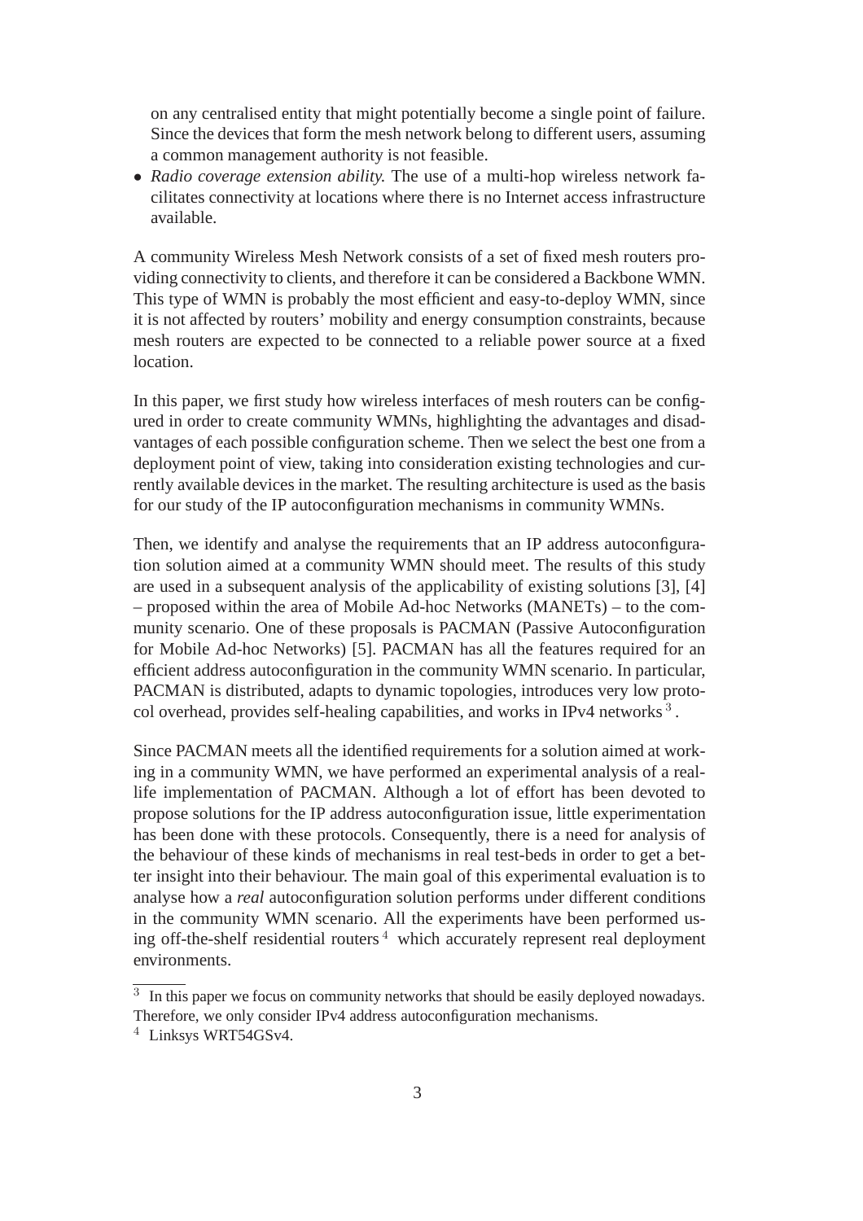on any centralised entity that might potentially become a single point of failure. Since the devices that form the mesh network belong to different users, assuming a common management authority is not feasible.

- *Radio coverage extension ability.* The use of a multi-hop wireless network facilitates connectivity at locations where there is no Internet access infrastructure available.

A community Wireless Mesh Network consists of a set of fixed mesh routers providing connectivity to clients, and therefore it can be considered a Backbone WMN. This type of WMN is probably the most efficient and easy-to-deploy WMN, since it is not affected by routers' mobility and energy consumption constraints, because mesh routers are expected to be connected to a reliable power source at a fixed location.

In this paper, we first study how wireless interfaces of mesh routers can be configured in order to create community WMNs, highlighting the advantages and disadvantages of each possible configuration scheme. Then we select the best one from a deployment point of view, taking into consideration existing technologies and currently available devices in the market. The resulting architecture is used as the basis for our study of the IP autoconfiguration mechanisms in community WMNs.

Then, we identify and analyse the requirements that an IP address autoconfiguration solution aimed at a community WMN should meet. The results of this study are used in a subsequent analysis of the applicability of existing solutions [3], [4] – proposed within the area of Mobile Ad-hoc Networks (MANETs) – to the community scenario. One of these proposals is PACMAN (Passive Autoconfiguration for Mobile Ad-hoc Networks) [5]. PACMAN has all the features required for an efficient address autoconfiguration in the community WMN scenario. In particular, PACMAN is distributed, adapts to dynamic topologies, introduces very low protocol overhead, provides self-healing capabilities, and works in IPv4 networks [3].

Since PACMAN meets all the identified requirements for a solution aimed at working in a community WMN, we have performed an experimental analysis of a real-life implementation of PACMAN. Although a lot of effort has been devoted to propose solutions for the IP address autoconfiguration issue, little experimentation has been done with these protocols. Consequently, there is a need for analysis of the behaviour of these kinds of mechanisms in real test-beds in order to get a better insight into their behaviour. The main goal of this experimental evaluation is to analyse how a *real* autoconfiguration solution performs under different conditions in the community WMN scenario. All the experiments have been performed using off-the-shelf residential routers [4] which accurately represent real deployment environments.

[3] In this paper we focus on community networks that should be easily deployed nowadays. Therefore, we only consider IPv4 address autoconfiguration mechanisms.

[4] Linksys WRT54GSv4.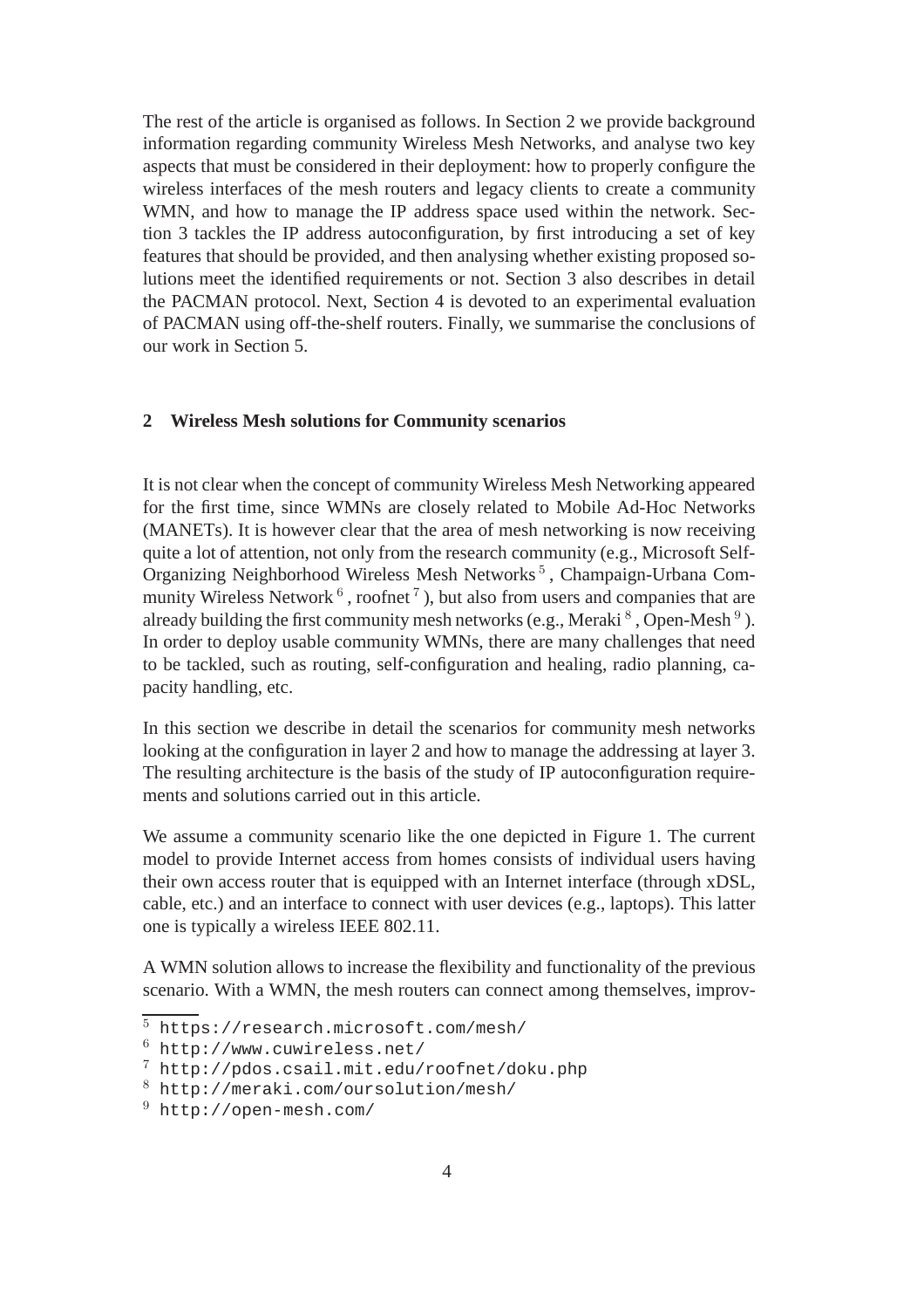The rest of the article is organised as follows. In Section 2 we provide background information regarding community Wireless Mesh Networks, and analyse two key aspects that must be considered in their deployment: how to properly configure the wireless interfaces of the mesh routers and legacy clients to create a community WMN, and how to manage the IP address space used within the network. Section 3 tackles the IP address autoconfiguration, by first introducing a set of key features that should be provided, and then analysing whether existing proposed solutions meet the identified requirements or not. Section 3 also describes in detail the PACMAN protocol. Next, Section 4 is devoted to an experimental evaluation of PACMAN using off-the-shelf routers. Finally, we summarise the conclusions of our work in Section 5.

## 2 Wireless Mesh solutions for Community scenarios

It is not clear when the concept of community Wireless Mesh Networking appeared for the first time, since WMNs are closely related to Mobile Ad-Hoc Networks (MANETs). It is however clear that the area of mesh networking is now receiving quite a lot of attention, not only from the research community (e.g., Microsoft Self-Organizing Neighborhood Wireless Mesh Networks [5], Champaign-Urbana Community Wireless Network [6], roofnet [7]), but also from users and companies that are already building the first community mesh networks (e.g., Meraki [8], Open-Mesh [9]). In order to deploy usable community WMNs, there are many challenges that need to be tackled, such as routing, self-configuration and healing, radio planning, capacity handling, etc.

In this section we describe in detail the scenarios for community mesh networks looking at the configuration in layer 2 and how to manage the addressing at layer 3. The resulting architecture is the basis of the study of IP autoconfiguration requirements and solutions carried out in this article.

We assume a community scenario like the one depicted in Figure 1. The current model to provide Internet access from homes consists of individual users having their own access router that is equipped with an Internet interface (through xDSL, cable, etc.) and an interface to connect with user devices (e.g., laptops). This latter one is typically a wireless IEEE 802.11.

A WMN solution allows to increase the flexibility and functionality of the previous scenario. With a WMN, the mesh routers can connect among themselves, improv-

[5] https://research.microsoft.com/mesh/

[6] http://www.cuwireless.net/

[7] http://pdos.csail.mit.edu/roofnet/doku.php

[8] http://meraki.com/oursolution/mesh/

[9] http://open-mesh.com/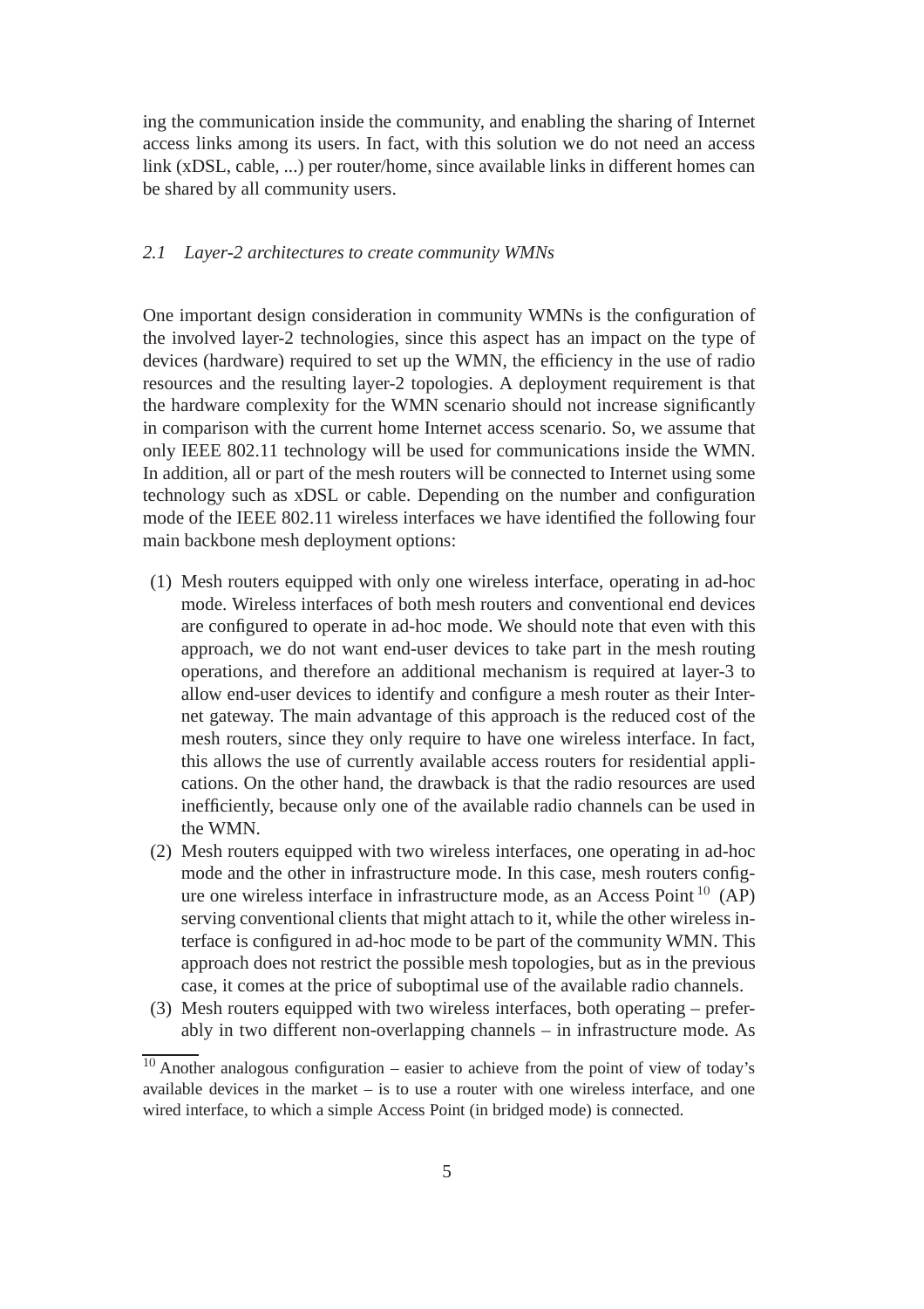ing the communication inside the community, and enabling the sharing of Internet access links among its users. In fact, with this solution we do not need an access link (xDSL, cable, ...) per router/home, since available links in different homes can be shared by all community users.

### *2.1 Layer-2 architectures to create community WMNs*

One important design consideration in community WMNs is the configuration of the involved layer-2 technologies, since this aspect has an impact on the type of devices (hardware) required to set up the WMN, the efficiency in the use of radio resources and the resulting layer-2 topologies. A deployment requirement is that the hardware complexity for the WMN scenario should not increase significantly in comparison with the current home Internet access scenario. So, we assume that only IEEE 802.11 technology will be used for communications inside the WMN. In addition, all or part of the mesh routers will be connected to Internet using some technology such as xDSL or cable. Depending on the number and configuration mode of the IEEE 802.11 wireless interfaces we have identified the following four main backbone mesh deployment options:

(1) Mesh routers equipped with only one wireless interface, operating in ad-hoc mode. Wireless interfaces of both mesh routers and conventional end devices are configured to operate in ad-hoc mode. We should note that even with this approach, we do not want end-user devices to take part in the mesh routing operations, and therefore an additional mechanism is required at layer-3 to allow end-user devices to identify and configure a mesh router as their Internet gateway. The main advantage of this approach is the reduced cost of the mesh routers, since they only require to have one wireless interface. In fact, this allows the use of currently available access routers for residential applications. On the other hand, the drawback is that the radio resources are used inefficiently, because only one of the available radio channels can be used in the WMN.

(2) Mesh routers equipped with two wireless interfaces, one operating in ad-hoc mode and the other in infrastructure mode. In this case, mesh routers configure one wireless interface in infrastructure mode, as an Access Point [10] (AP) serving conventional clients that might attach to it, while the other wireless interface is configured in ad-hoc mode to be part of the community WMN. This approach does not restrict the possible mesh topologies, but as in the previous case, it comes at the price of suboptimal use of the available radio channels.

(3) Mesh routers equipped with two wireless interfaces, both operating – preferably in two different non-overlapping channels – in infrastructure mode. As

[10] Another analogous configuration – easier to achieve from the point of view of today's available devices in the market – is to use a router with one wireless interface, and one wired interface, to which a simple Access Point (in bridged mode) is connected.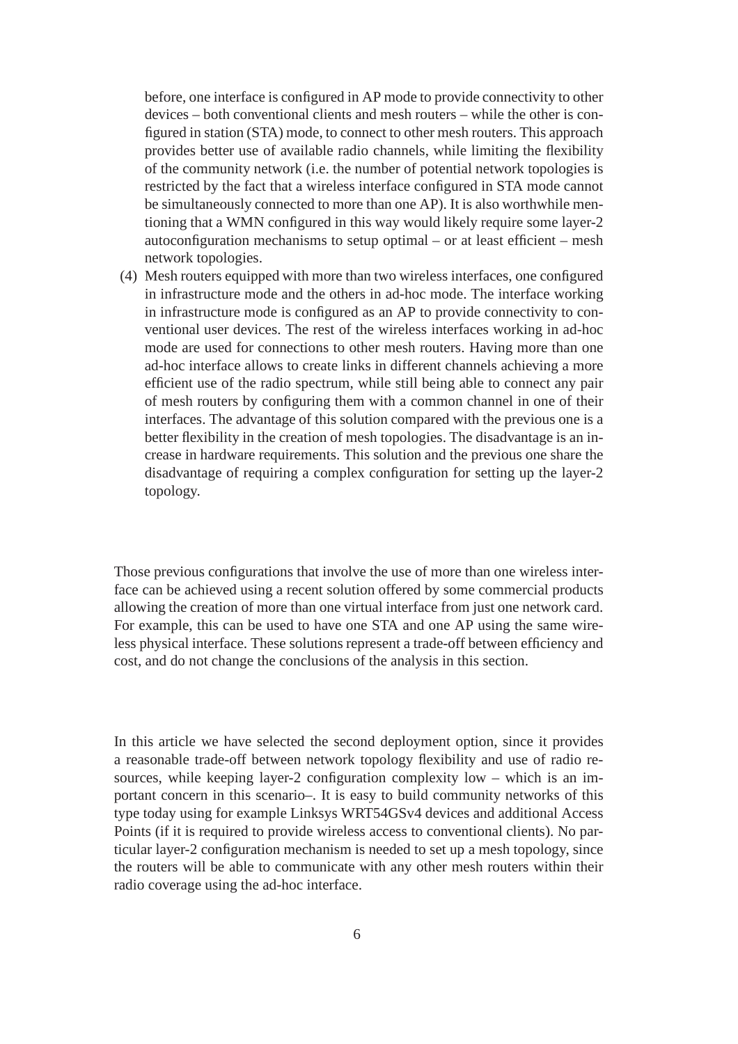before, one interface is configured in AP mode to provide connectivity to other devices – both conventional clients and mesh routers – while the other is configured in station (STA) mode, to connect to other mesh routers. This approach provides better use of available radio channels, while limiting the flexibility of the community network (i.e. the number of potential network topologies is restricted by the fact that a wireless interface configured in STA mode cannot be simultaneously connected to more than one AP). It is also worthwhile mentioning that a WMN configured in this way would likely require some layer-2 autoconfiguration mechanisms to setup optimal – or at least efficient – mesh network topologies.

(4) Mesh routers equipped with more than two wireless interfaces, one configured in infrastructure mode and the others in ad-hoc mode. The interface working in infrastructure mode is configured as an AP to provide connectivity to conventional user devices. The rest of the wireless interfaces working in ad-hoc mode are used for connections to other mesh routers. Having more than one ad-hoc interface allows to create links in different channels achieving a more efficient use of the radio spectrum, while still being able to connect any pair of mesh routers by configuring them with a common channel in one of their interfaces. The advantage of this solution compared with the previous one is a better flexibility in the creation of mesh topologies. The disadvantage is an increase in hardware requirements. This solution and the previous one share the disadvantage of requiring a complex configuration for setting up the layer-2 topology.

Those previous configurations that involve the use of more than one wireless interface can be achieved using a recent solution offered by some commercial products allowing the creation of more than one virtual interface from just one network card. For example, this can be used to have one STA and one AP using the same wireless physical interface. These solutions represent a trade-off between efficiency and cost, and do not change the conclusions of the analysis in this section.

In this article we have selected the second deployment option, since it provides a reasonable trade-off between network topology flexibility and use of radio resources, while keeping layer-2 configuration complexity low – which is an important concern in this scenario–. It is easy to build community networks of this type today using for example Linksys WRT54GSv4 devices and additional Access Points (if it is required to provide wireless access to conventional clients). No particular layer-2 configuration mechanism is needed to set up a mesh topology, since the routers will be able to communicate with any other mesh routers within their radio coverage using the ad-hoc interface.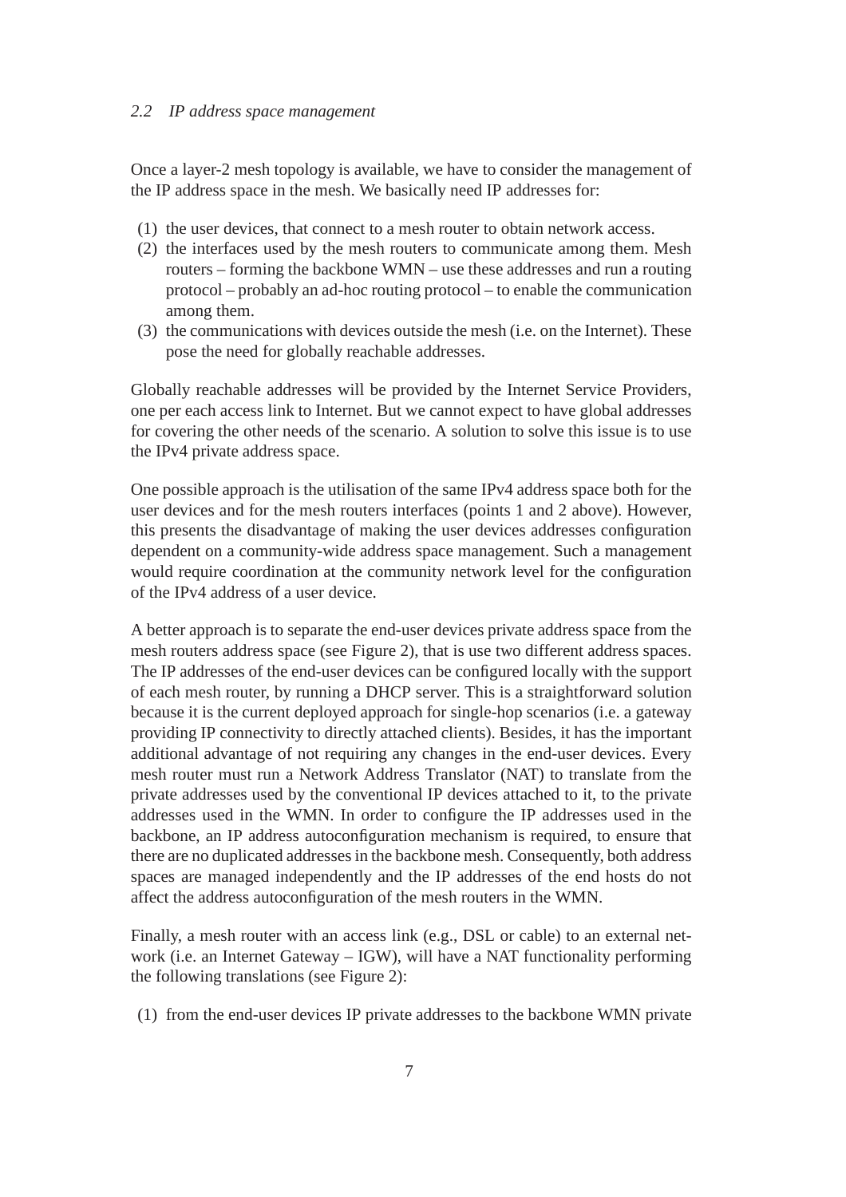### *2.2 IP address space management*

Once a layer-2 mesh topology is available, we have to consider the management of the IP address space in the mesh. We basically need IP addresses for:

(1) the user devices, that connect to a mesh router to obtain network access.
(2) the interfaces used by the mesh routers to communicate among them. Mesh routers – forming the backbone WMN – use these addresses and run a routing protocol – probably an ad-hoc routing protocol – to enable the communication among them.
(3) the communications with devices outside the mesh (i.e. on the Internet). These pose the need for globally reachable addresses.

Globally reachable addresses will be provided by the Internet Service Providers, one per each access link to Internet. But we cannot expect to have global addresses for covering the other needs of the scenario. A solution to solve this issue is to use the IPv4 private address space.

One possible approach is the utilisation of the same IPv4 address space both for the user devices and for the mesh routers interfaces (points 1 and 2 above). However, this presents the disadvantage of making the user devices addresses configuration dependent on a community-wide address space management. Such a management would require coordination at the community network level for the configuration of the IPv4 address of a user device.

A better approach is to separate the end-user devices private address space from the mesh routers address space (see Figure 2), that is use two different address spaces. The IP addresses of the end-user devices can be configured locally with the support of each mesh router, by running a DHCP server. This is a straightforward solution because it is the current deployed approach for single-hop scenarios (i.e. a gateway providing IP connectivity to directly attached clients). Besides, it has the important additional advantage of not requiring any changes in the end-user devices. Every mesh router must run a Network Address Translator (NAT) to translate from the private addresses used by the conventional IP devices attached to it, to the private addresses used in the WMN. In order to configure the IP addresses used in the backbone, an IP address autoconfiguration mechanism is required, to ensure that there are no duplicated addresses in the backbone mesh. Consequently, both address spaces are managed independently and the IP addresses of the end hosts do not affect the address autoconfiguration of the mesh routers in the WMN.

Finally, a mesh router with an access link (e.g., DSL or cable) to an external network (i.e. an Internet Gateway – IGW), will have a NAT functionality performing the following translations (see Figure 2):

(1) from the end-user devices IP private addresses to the backbone WMN private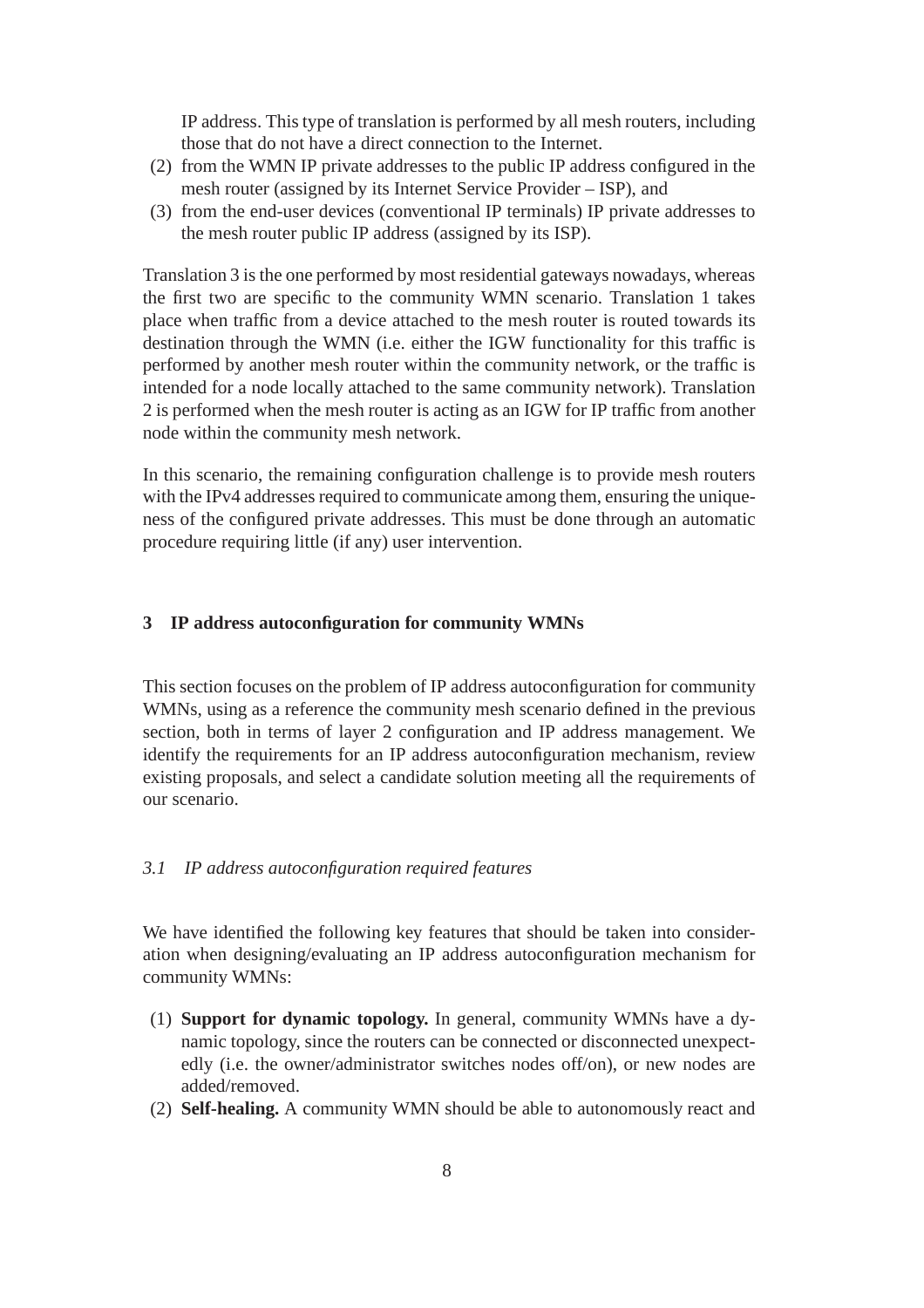IP address. This type of translation is performed by all mesh routers, including those that do not have a direct connection to the Internet.

(2) from the WMN IP private addresses to the public IP address configured in the mesh router (assigned by its Internet Service Provider – ISP), and
(3) from the end-user devices (conventional IP terminals) IP private addresses to the mesh router public IP address (assigned by its ISP).

Translation 3 is the one performed by most residential gateways nowadays, whereas the first two are specific to the community WMN scenario. Translation 1 takes place when traffic from a device attached to the mesh router is routed towards its destination through the WMN (i.e. either the IGW functionality for this traffic is performed by another mesh router within the community network, or the traffic is intended for a node locally attached to the same community network). Translation 2 is performed when the mesh router is acting as an IGW for IP traffic from another node within the community mesh network.

In this scenario, the remaining configuration challenge is to provide mesh routers with the IPv4 addresses required to communicate among them, ensuring the uniqueness of the configured private addresses. This must be done through an automatic procedure requiring little (if any) user intervention.

## 3 IP address autoconfiguration for community WMNs

This section focuses on the problem of IP address autoconfiguration for community WMNs, using as a reference the community mesh scenario defined in the previous section, both in terms of layer 2 configuration and IP address management. We identify the requirements for an IP address autoconfiguration mechanism, review existing proposals, and select a candidate solution meeting all the requirements of our scenario.

### *3.1 IP address autoconfiguration required features*

We have identified the following key features that should be taken into consideration when designing/evaluating an IP address autoconfiguration mechanism for community WMNs:

(1) **Support for dynamic topology.** In general, community WMNs have a dynamic topology, since the routers can be connected or disconnected unexpectedly (i.e. the owner/administrator switches nodes off/on), or new nodes are added/removed.
(2) **Self-healing.** A community WMN should be able to autonomously react and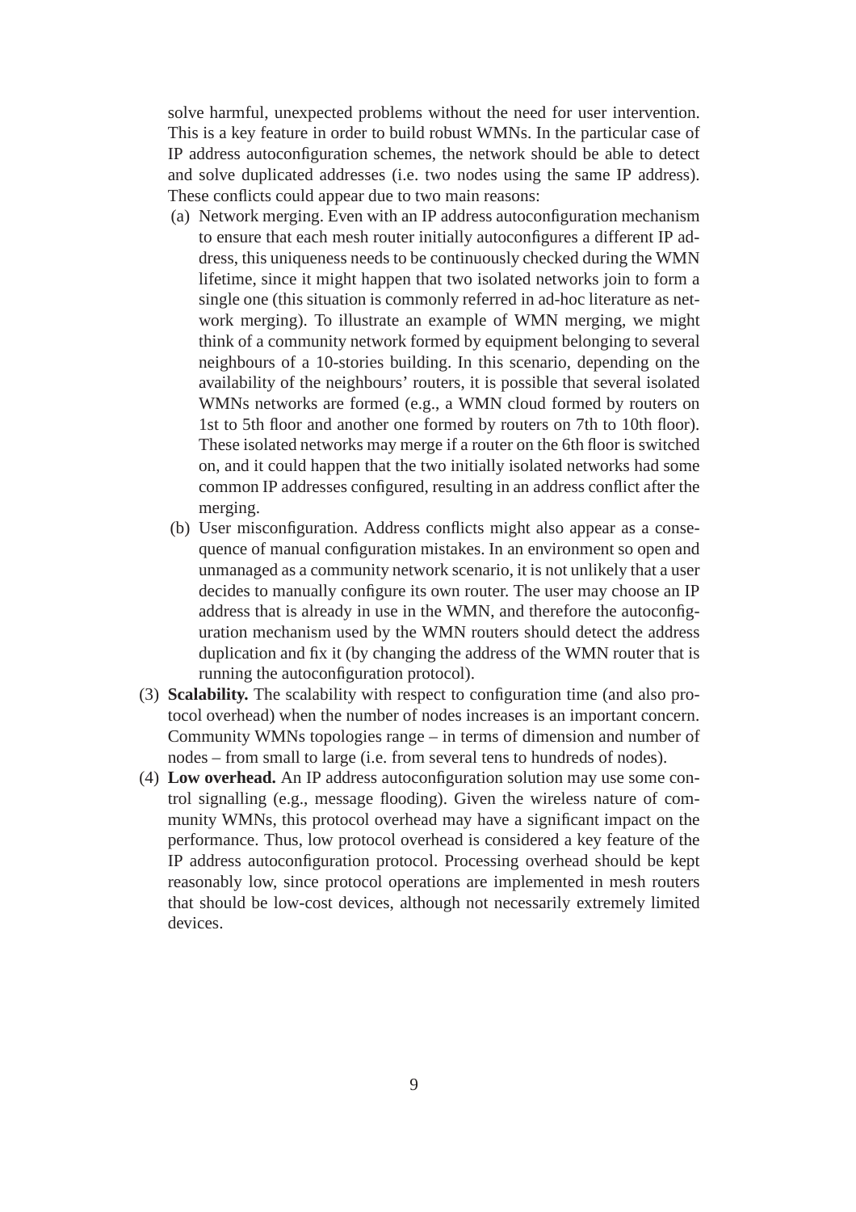solve harmful, unexpected problems without the need for user intervention. This is a key feature in order to build robust WMNs. In the particular case of IP address autoconfiguration schemes, the network should be able to detect and solve duplicated addresses (i.e. two nodes using the same IP address). These conflicts could appear due to two main reasons:

(a) Network merging. Even with an IP address autoconfiguration mechanism to ensure that each mesh router initially autoconfigures a different IP address, this uniqueness needs to be continuously checked during the WMN lifetime, since it might happen that two isolated networks join to form a single one (this situation is commonly referred in ad-hoc literature as network merging). To illustrate an example of WMN merging, we might think of a community network formed by equipment belonging to several neighbours of a 10-stories building. In this scenario, depending on the availability of the neighbours' routers, it is possible that several isolated WMNs networks are formed (e.g., a WMN cloud formed by routers on 1st to 5th floor and another one formed by routers on 7th to 10th floor). These isolated networks may merge if a router on the 6th floor is switched on, and it could happen that the two initially isolated networks had some common IP addresses configured, resulting in an address conflict after the merging.

(b) User misconfiguration. Address conflicts might also appear as a consequence of manual configuration mistakes. In an environment so open and unmanaged as a community network scenario, it is not unlikely that a user decides to manually configure its own router. The user may choose an IP address that is already in use in the WMN, and therefore the autoconfiguration mechanism used by the WMN routers should detect the address duplication and fix it (by changing the address of the WMN router that is running the autoconfiguration protocol).

(3) **Scalability.** The scalability with respect to configuration time (and also protocol overhead) when the number of nodes increases is an important concern. Community WMNs topologies range – in terms of dimension and number of nodes – from small to large (i.e. from several tens to hundreds of nodes).

(4) **Low overhead.** An IP address autoconfiguration solution may use some control signalling (e.g., message flooding). Given the wireless nature of community WMNs, this protocol overhead may have a significant impact on the performance. Thus, low protocol overhead is considered a key feature of the IP address autoconfiguration protocol. Processing overhead should be kept reasonably low, since protocol operations are implemented in mesh routers that should be low-cost devices, although not necessarily extremely limited devices.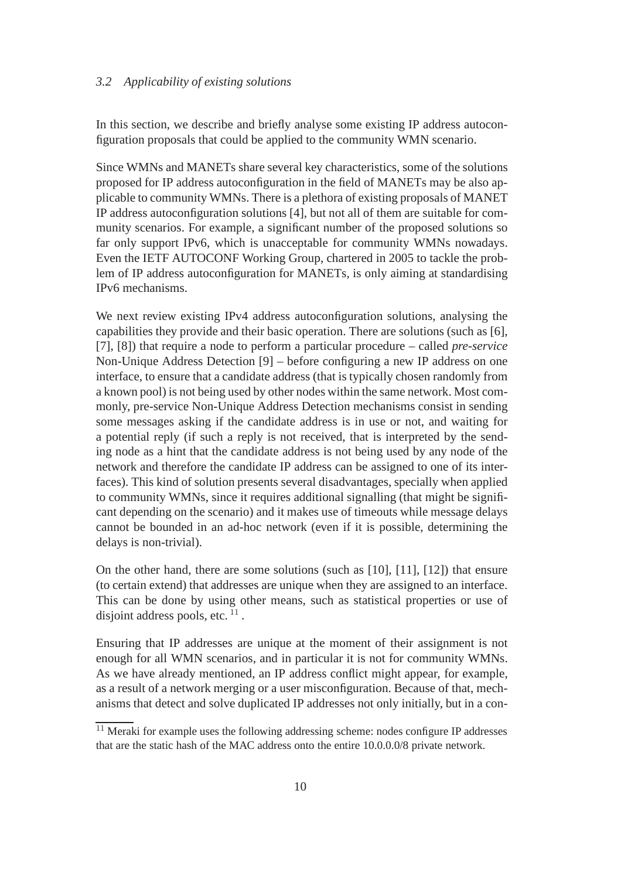### 3.2 Applicability of existing solutions

In this section, we describe and briefly analyse some existing IP address autoconfiguration proposals that could be applied to the community WMN scenario.

Since WMNs and MANETs share several key characteristics, some of the solutions proposed for IP address autoconfiguration in the field of MANETs may be also applicable to community WMNs. There is a plethora of existing proposals of MANET IP address autoconfiguration solutions [4], but not all of them are suitable for community scenarios. For example, a significant number of the proposed solutions so far only support IPv6, which is unacceptable for community WMNs nowadays. Even the IETF AUTOCONF Working Group, chartered in 2005 to tackle the problem of IP address autoconfiguration for MANETs, is only aiming at standardising IPv6 mechanisms.

We next review existing IPv4 address autoconfiguration solutions, analysing the capabilities they provide and their basic operation. There are solutions (such as [6], [7], [8]) that require a node to perform a particular procedure – called *pre-service* Non-Unique Address Detection [9] – before configuring a new IP address on one interface, to ensure that a candidate address (that is typically chosen randomly from a known pool) is not being used by other nodes within the same network. Most commonly, pre-service Non-Unique Address Detection mechanisms consist in sending some messages asking if the candidate address is in use or not, and waiting for a potential reply (if such a reply is not received, that is interpreted by the sending node as a hint that the candidate address is not being used by any node of the network and therefore the candidate IP address can be assigned to one of its interfaces). This kind of solution presents several disadvantages, specially when applied to community WMNs, since it requires additional signalling (that might be significant depending on the scenario) and it makes use of timeouts while message delays cannot be bounded in an ad-hoc network (even if it is possible, determining the delays is non-trivial).

On the other hand, there are some solutions (such as [10], [11], [12]) that ensure (to certain extend) that addresses are unique when they are assigned to an interface. This can be done by using other means, such as statistical properties or use of disjoint address pools, etc. [11] .

Ensuring that IP addresses are unique at the moment of their assignment is not enough for all WMN scenarios, and in particular it is not for community WMNs. As we have already mentioned, an IP address conflict might appear, for example, as a result of a network merging or a user misconfiguration. Because of that, mechanisms that detect and solve duplicated IP addresses not only initially, but in a con-

[11] Meraki for example uses the following addressing scheme: nodes configure IP addresses that are the static hash of the MAC address onto the entire 10.0.0.0/8 private network.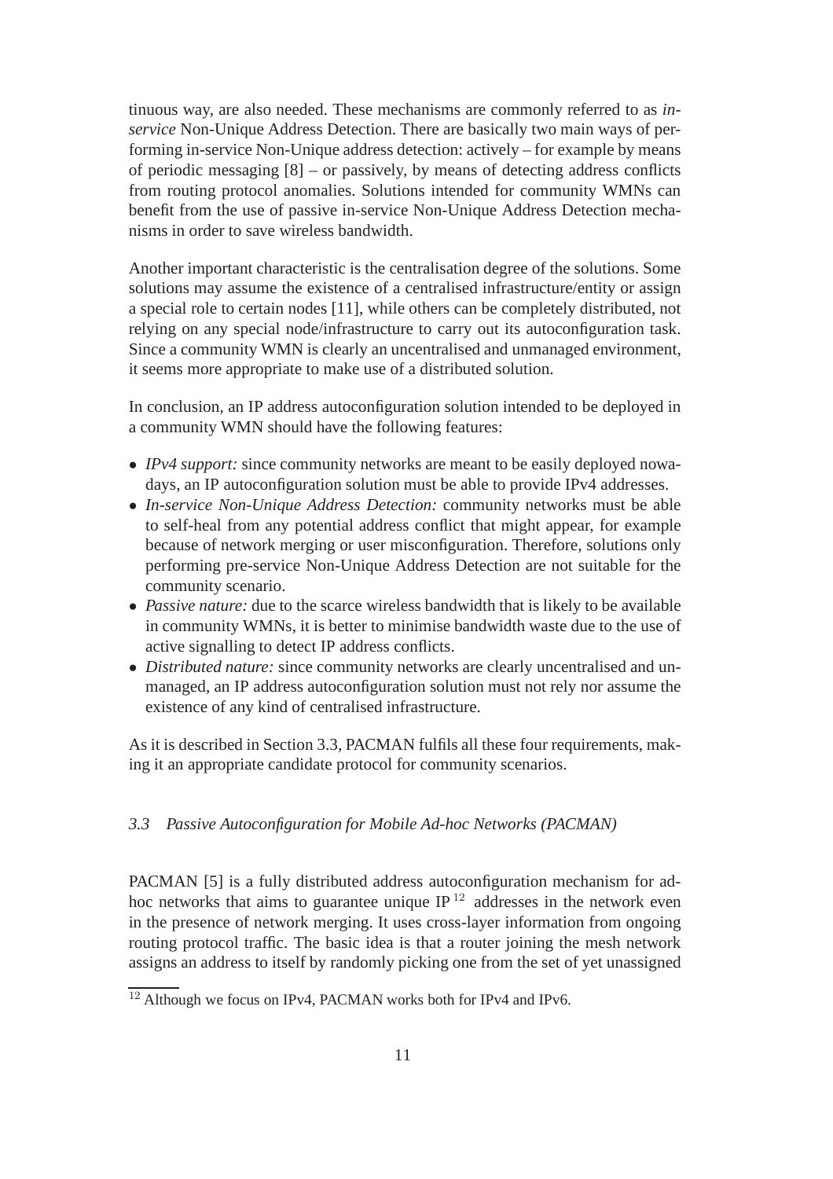tinuous way, are also needed. These mechanisms are commonly referred to as *in-service* Non-Unique Address Detection. There are basically two main ways of performing in-service Non-Unique address detection: actively – for example by means of periodic messaging [8] – or passively, by means of detecting address conflicts from routing protocol anomalies. Solutions intended for community WMNs can benefit from the use of passive in-service Non-Unique Address Detection mechanisms in order to save wireless bandwidth.

Another important characteristic is the centralisation degree of the solutions. Some solutions may assume the existence of a centralised infrastructure/entity or assign a special role to certain nodes [11], while others can be completely distributed, not relying on any special node/infrastructure to carry out its autoconfiguration task. Since a community WMN is clearly an uncentralised and unmanaged environment, it seems more appropriate to make use of a distributed solution.

In conclusion, an IP address autoconfiguration solution intended to be deployed in a community WMN should have the following features:

- *IPv4 support:* since community networks are meant to be easily deployed nowadays, an IP autoconfiguration solution must be able to provide IPv4 addresses.
- *In-service Non-Unique Address Detection:* community networks must be able to self-heal from any potential address conflict that might appear, for example because of network merging or user misconfiguration. Therefore, solutions only performing pre-service Non-Unique Address Detection are not suitable for the community scenario.
- *Passive nature:* due to the scarce wireless bandwidth that is likely to be available in community WMNs, it is better to minimise bandwidth waste due to the use of active signalling to detect IP address conflicts.
- *Distributed nature:* since community networks are clearly uncentralised and unmanaged, an IP address autoconfiguration solution must not rely nor assume the existence of any kind of centralised infrastructure.

As it is described in Section 3.3, PACMAN fulfils all these four requirements, making it an appropriate candidate protocol for community scenarios.

### *3.3 Passive Autoconfiguration for Mobile Ad-hoc Networks (PACMAN)*

PACMAN [5] is a fully distributed address autoconfiguration mechanism for ad-hoc networks that aims to guarantee unique IP [12] addresses in the network even in the presence of network merging. It uses cross-layer information from ongoing routing protocol traffic. The basic idea is that a router joining the mesh network assigns an address to itself by randomly picking one from the set of yet unassigned

[12] Although we focus on IPv4, PACMAN works both for IPv4 and IPv6.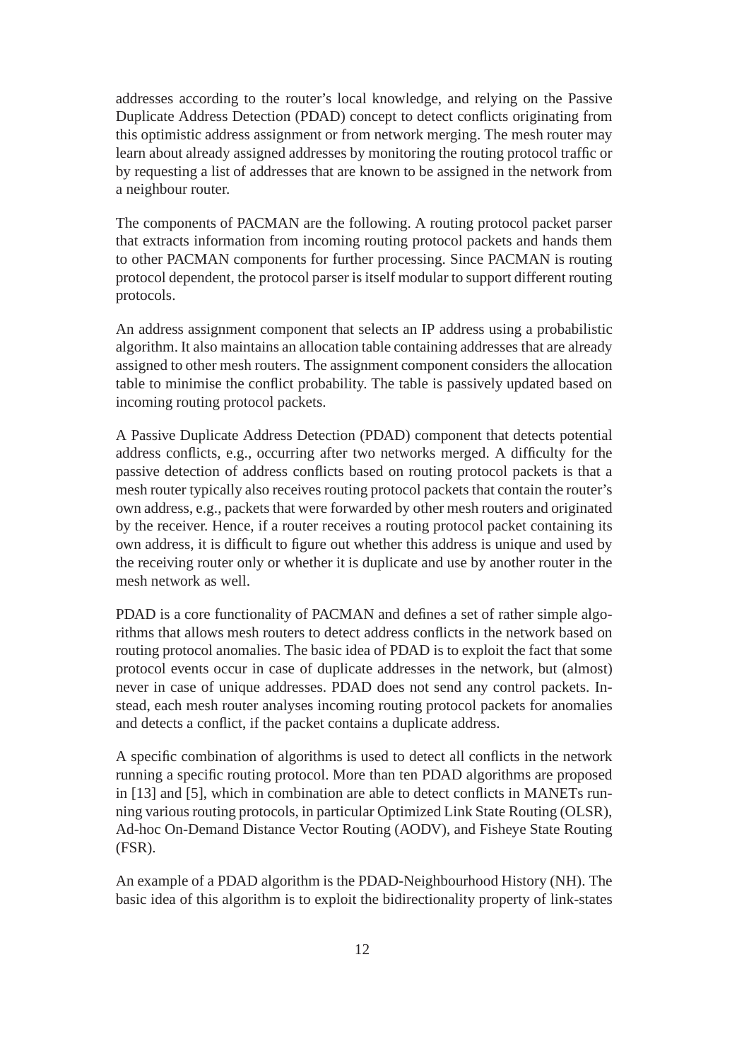addresses according to the router's local knowledge, and relying on the Passive Duplicate Address Detection (PDAD) concept to detect conflicts originating from this optimistic address assignment or from network merging. The mesh router may learn about already assigned addresses by monitoring the routing protocol traffic or by requesting a list of addresses that are known to be assigned in the network from a neighbour router.

The components of PACMAN are the following. A routing protocol packet parser that extracts information from incoming routing protocol packets and hands them to other PACMAN components for further processing. Since PACMAN is routing protocol dependent, the protocol parser is itself modular to support different routing protocols.

An address assignment component that selects an IP address using a probabilistic algorithm. It also maintains an allocation table containing addresses that are already assigned to other mesh routers. The assignment component considers the allocation table to minimise the conflict probability. The table is passively updated based on incoming routing protocol packets.

A Passive Duplicate Address Detection (PDAD) component that detects potential address conflicts, e.g., occurring after two networks merged. A difficulty for the passive detection of address conflicts based on routing protocol packets is that a mesh router typically also receives routing protocol packets that contain the router's own address, e.g., packets that were forwarded by other mesh routers and originated by the receiver. Hence, if a router receives a routing protocol packet containing its own address, it is difficult to figure out whether this address is unique and used by the receiving router only or whether it is duplicate and use by another router in the mesh network as well.

PDAD is a core functionality of PACMAN and defines a set of rather simple algorithms that allows mesh routers to detect address conflicts in the network based on routing protocol anomalies. The basic idea of PDAD is to exploit the fact that some protocol events occur in case of duplicate addresses in the network, but (almost) never in case of unique addresses. PDAD does not send any control packets. Instead, each mesh router analyses incoming routing protocol packets for anomalies and detects a conflict, if the packet contains a duplicate address.

A specific combination of algorithms is used to detect all conflicts in the network running a specific routing protocol. More than ten PDAD algorithms are proposed in [13] and [5], which in combination are able to detect conflicts in MANETs running various routing protocols, in particular Optimized Link State Routing (OLSR), Ad-hoc On-Demand Distance Vector Routing (AODV), and Fisheye State Routing (FSR).

An example of a PDAD algorithm is the PDAD-Neighbourhood History (NH). The basic idea of this algorithm is to exploit the bidirectionality property of link-states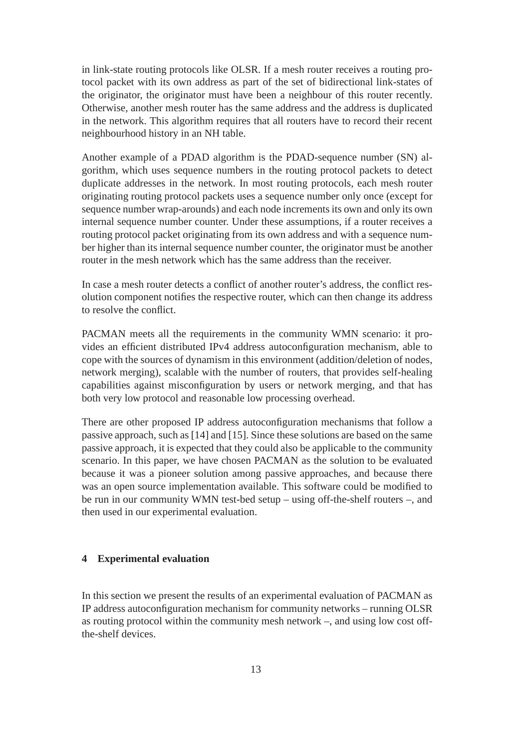in link-state routing protocols like OLSR. If a mesh router receives a routing protocol packet with its own address as part of the set of bidirectional link-states of the originator, the originator must have been a neighbour of this router recently. Otherwise, another mesh router has the same address and the address is duplicated in the network. This algorithm requires that all routers have to record their recent neighbourhood history in an NH table.

Another example of a PDAD algorithm is the PDAD-sequence number (SN) algorithm, which uses sequence numbers in the routing protocol packets to detect duplicate addresses in the network. In most routing protocols, each mesh router originating routing protocol packets uses a sequence number only once (except for sequence number wrap-arounds) and each node increments its own and only its own internal sequence number counter. Under these assumptions, if a router receives a routing protocol packet originating from its own address and with a sequence number higher than its internal sequence number counter, the originator must be another router in the mesh network which has the same address than the receiver.

In case a mesh router detects a conflict of another router's address, the conflict resolution component notifies the respective router, which can then change its address to resolve the conflict.

PACMAN meets all the requirements in the community WMN scenario: it provides an efficient distributed IPv4 address autoconfiguration mechanism, able to cope with the sources of dynamism in this environment (addition/deletion of nodes, network merging), scalable with the number of routers, that provides self-healing capabilities against misconfiguration by users or network merging, and that has both very low protocol and reasonable low processing overhead.

There are other proposed IP address autoconfiguration mechanisms that follow a passive approach, such as [14] and [15]. Since these solutions are based on the same passive approach, it is expected that they could also be applicable to the community scenario. In this paper, we have chosen PACMAN as the solution to be evaluated because it was a pioneer solution among passive approaches, and because there was an open source implementation available. This software could be modified to be run in our community WMN test-bed setup – using off-the-shelf routers –, and then used in our experimental evaluation.

## 4 Experimental evaluation

In this section we present the results of an experimental evaluation of PACMAN as IP address autoconfiguration mechanism for community networks – running OLSR as routing protocol within the community mesh network –, and using low cost off-the-shelf devices.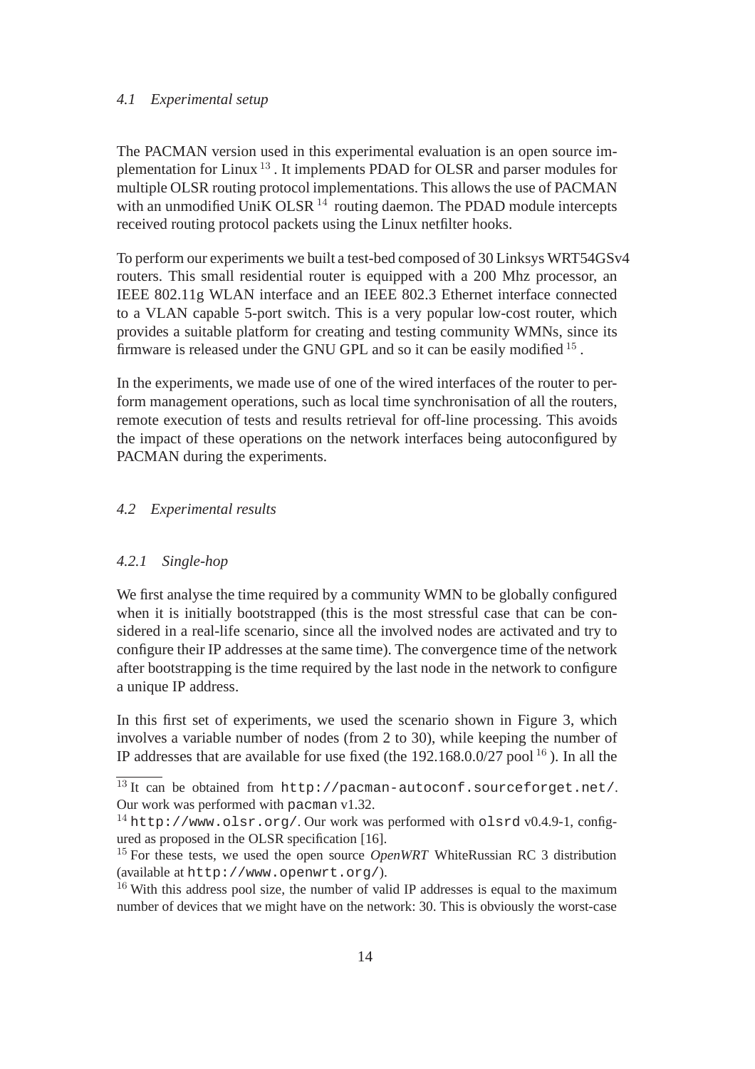### 4.1 Experimental setup

The PACMAN version used in this experimental evaluation is an open source implementation for Linux [13]. It implements PDAD for OLSR and parser modules for multiple OLSR routing protocol implementations. This allows the use of PACMAN with an unmodified UniK OLSR [14] routing daemon. The PDAD module intercepts received routing protocol packets using the Linux netfilter hooks.

To perform our experiments we built a test-bed composed of 30 Linksys WRT54GSv4 routers. This small residential router is equipped with a 200 Mhz processor, an IEEE 802.11g WLAN interface and an IEEE 802.3 Ethernet interface connected to a VLAN capable 5-port switch. This is a very popular low-cost router, which provides a suitable platform for creating and testing community WMNs, since its firmware is released under the GNU GPL and so it can be easily modified [15].

In the experiments, we made use of one of the wired interfaces of the router to perform management operations, such as local time synchronisation of all the routers, remote execution of tests and results retrieval for off-line processing. This avoids the impact of these operations on the network interfaces being autoconfigured by PACMAN during the experiments.

### 4.2 Experimental results

#### 4.2.1 Single-hop

We first analyse the time required by a community WMN to be globally configured when it is initially bootstrapped (this is the most stressful case that can be considered in a real-life scenario, since all the involved nodes are activated and try to configure their IP addresses at the same time). The convergence time of the network after bootstrapping is the time required by the last node in the network to configure a unique IP address.

In this first set of experiments, we used the scenario shown in Figure 3, which involves a variable number of nodes (from 2 to 30), while keeping the number of IP addresses that are available for use fixed (the 192.168.0.0/27 pool [16]). In all the

---

[13] It can be obtained from `http://pacman-autoconf.sourceforget.net/`. Our work was performed with `pacman` v1.32.

[14] `http://www.olsr.org/`. Our work was performed with `olsrd` v0.4.9-1, configured as proposed in the OLSR specification [16].

[15] For these tests, we used the open source *OpenWRT* WhiteRussian RC 3 distribution (available at `http://www.openwrt.org/`).

[16] With this address pool size, the number of valid IP addresses is equal to the maximum number of devices that we might have on the network: 30. This is obviously the worst-case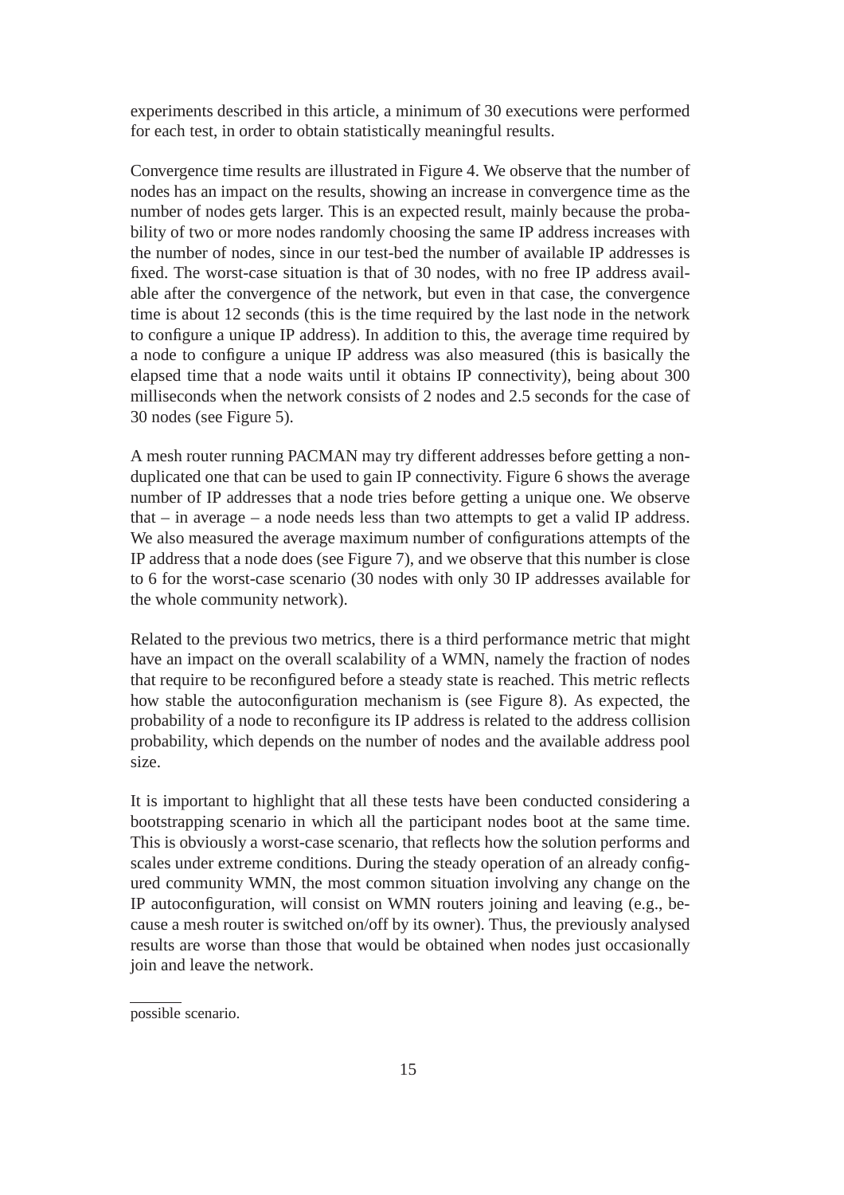experiments described in this article, a minimum of 30 executions were performed for each test, in order to obtain statistically meaningful results.

Convergence time results are illustrated in Figure 4. We observe that the number of nodes has an impact on the results, showing an increase in convergence time as the number of nodes gets larger. This is an expected result, mainly because the probability of two or more nodes randomly choosing the same IP address increases with the number of nodes, since in our test-bed the number of available IP addresses is fixed. The worst-case situation is that of 30 nodes, with no free IP address available after the convergence of the network, but even in that case, the convergence time is about 12 seconds (this is the time required by the last node in the network to configure a unique IP address). In addition to this, the average time required by a node to configure a unique IP address was also measured (this is basically the elapsed time that a node waits until it obtains IP connectivity), being about 300 milliseconds when the network consists of 2 nodes and 2.5 seconds for the case of 30 nodes (see Figure 5).

A mesh router running PACMAN may try different addresses before getting a non-duplicated one that can be used to gain IP connectivity. Figure 6 shows the average number of IP addresses that a node tries before getting a unique one. We observe that – in average – a node needs less than two attempts to get a valid IP address. We also measured the average maximum number of configurations attempts of the IP address that a node does (see Figure 7), and we observe that this number is close to 6 for the worst-case scenario (30 nodes with only 30 IP addresses available for the whole community network).

Related to the previous two metrics, there is a third performance metric that might have an impact on the overall scalability of a WMN, namely the fraction of nodes that require to be reconfigured before a steady state is reached. This metric reflects how stable the autoconfiguration mechanism is (see Figure 8). As expected, the probability of a node to reconfigure its IP address is related to the address collision probability, which depends on the number of nodes and the available address pool size.

It is important to highlight that all these tests have been conducted considering a bootstrapping scenario in which all the participant nodes boot at the same time. This is obviously a worst-case scenario, that reflects how the solution performs and scales under extreme conditions. During the steady operation of an already configured community WMN, the most common situation involving any change on the IP autoconfiguration, will consist on WMN routers joining and leaving (e.g., because a mesh router is switched on/off by its owner). Thus, the previously analysed results are worse than those that would be obtained when nodes just occasionally join and leave the network.

---

possible scenario.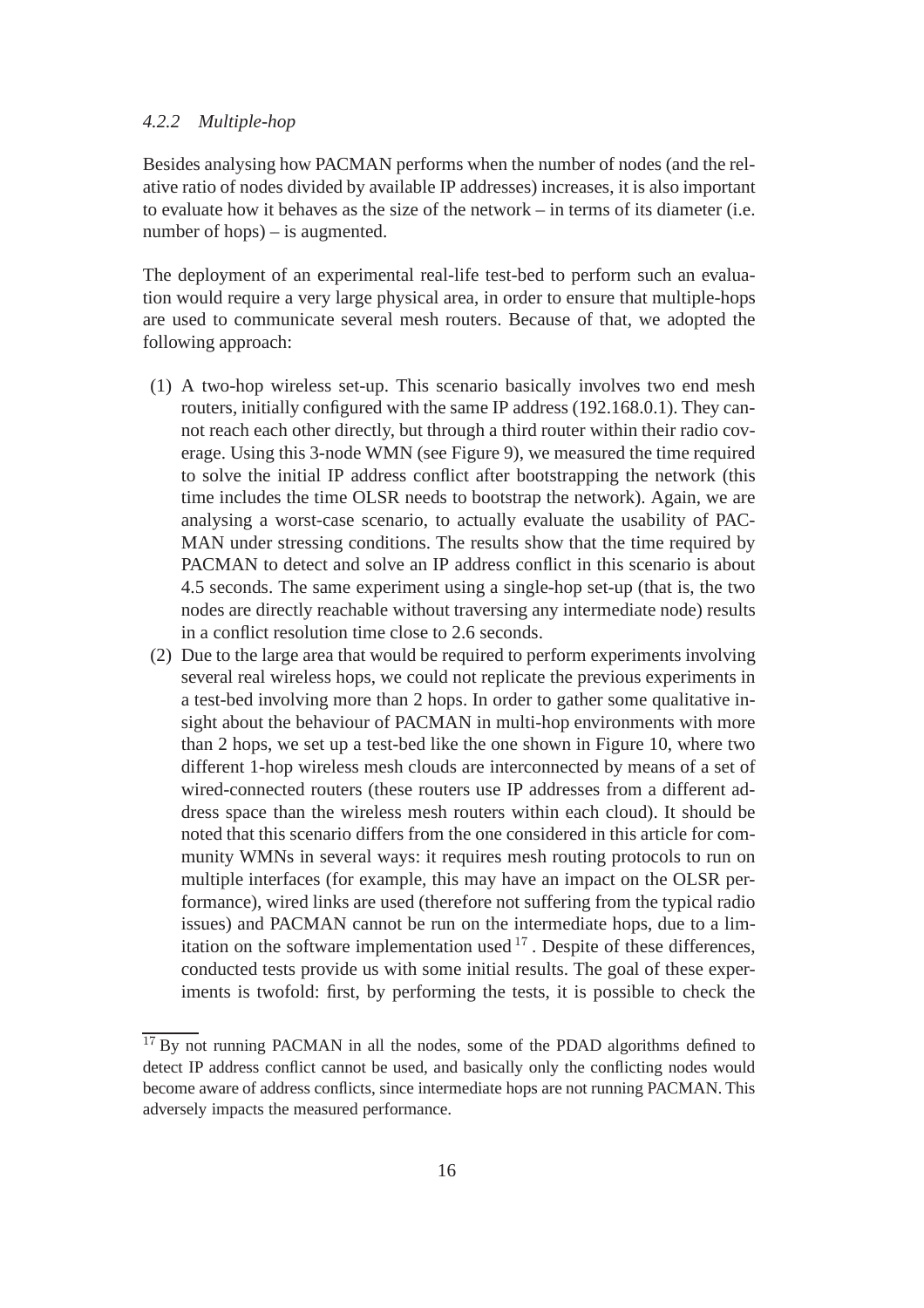#### *4.2.2 Multiple-hop*

Besides analysing how PACMAN performs when the number of nodes (and the relative ratio of nodes divided by available IP addresses) increases, it is also important to evaluate how it behaves as the size of the network – in terms of its diameter (i.e. number of hops) – is augmented.

The deployment of an experimental real-life test-bed to perform such an evaluation would require a very large physical area, in order to ensure that multiple-hops are used to communicate several mesh routers. Because of that, we adopted the following approach:

(1) A two-hop wireless set-up. This scenario basically involves two end mesh routers, initially configured with the same IP address (192.168.0.1). They cannot reach each other directly, but through a third router within their radio coverage. Using this 3-node WMN (see Figure 9), we measured the time required to solve the initial IP address conflict after bootstrapping the network (this time includes the time OLSR needs to bootstrap the network). Again, we are analysing a worst-case scenario, to actually evaluate the usability of PACMAN under stressing conditions. The results show that the time required by PACMAN to detect and solve an IP address conflict in this scenario is about 4.5 seconds. The same experiment using a single-hop set-up (that is, the two nodes are directly reachable without traversing any intermediate node) results in a conflict resolution time close to 2.6 seconds.

(2) Due to the large area that would be required to perform experiments involving several real wireless hops, we could not replicate the previous experiments in a test-bed involving more than 2 hops. In order to gather some qualitative insight about the behaviour of PACMAN in multi-hop environments with more than 2 hops, we set up a test-bed like the one shown in Figure 10, where two different 1-hop wireless mesh clouds are interconnected by means of a set of wired-connected routers (these routers use IP addresses from a different address space than the wireless mesh routers within each cloud). It should be noted that this scenario differs from the one considered in this article for community WMNs in several ways: it requires mesh routing protocols to run on multiple interfaces (for example, this may have an impact on the OLSR performance), wired links are used (therefore not suffering from the typical radio issues) and PACMAN cannot be run on the intermediate hops, due to a limitation on the software implementation used [17]. Despite of these differences, conducted tests provide us with some initial results. The goal of these experiments is twofold: first, by performing the tests, it is possible to check the

[17] By not running PACMAN in all the nodes, some of the PDAD algorithms defined to detect IP address conflict cannot be used, and basically only the conflicting nodes would become aware of address conflicts, since intermediate hops are not running PACMAN. This adversely impacts the measured performance.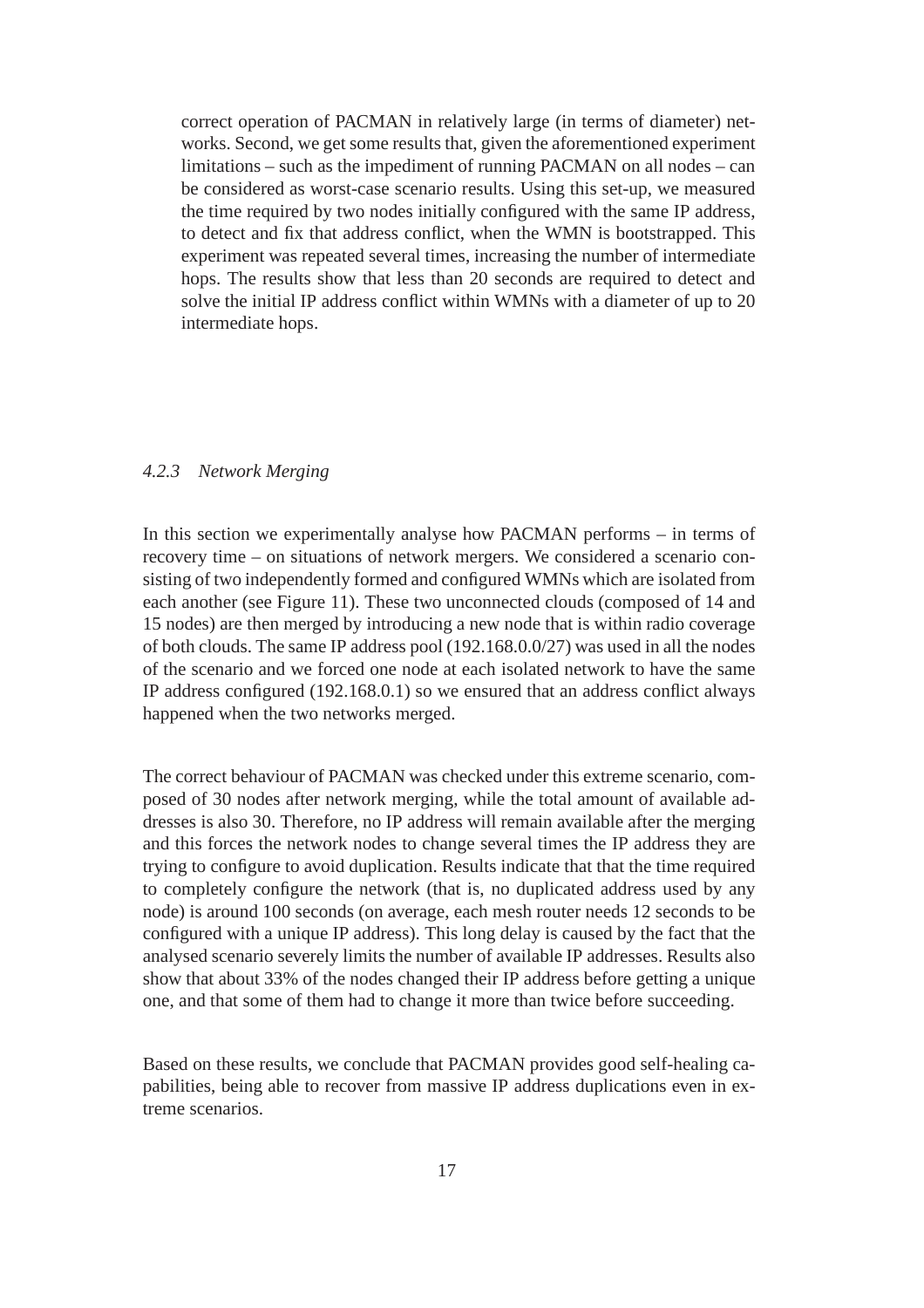correct operation of PACMAN in relatively large (in terms of diameter) networks. Second, we get some results that, given the aforementioned experiment limitations – such as the impediment of running PACMAN on all nodes – can be considered as worst-case scenario results. Using this set-up, we measured the time required by two nodes initially configured with the same IP address, to detect and fix that address conflict, when the WMN is bootstrapped. This experiment was repeated several times, increasing the number of intermediate hops. The results show that less than 20 seconds are required to detect and solve the initial IP address conflict within WMNs with a diameter of up to 20 intermediate hops.

#### *4.2.3 Network Merging*

In this section we experimentally analyse how PACMAN performs – in terms of recovery time – on situations of network mergers. We considered a scenario consisting of two independently formed and configured WMNs which are isolated from each another (see Figure 11). These two unconnected clouds (composed of 14 and 15 nodes) are then merged by introducing a new node that is within radio coverage of both clouds. The same IP address pool (192.168.0.0/27) was used in all the nodes of the scenario and we forced one node at each isolated network to have the same IP address configured (192.168.0.1) so we ensured that an address conflict always happened when the two networks merged.

The correct behaviour of PACMAN was checked under this extreme scenario, composed of 30 nodes after network merging, while the total amount of available addresses is also 30. Therefore, no IP address will remain available after the merging and this forces the network nodes to change several times the IP address they are trying to configure to avoid duplication. Results indicate that that the time required to completely configure the network (that is, no duplicated address used by any node) is around 100 seconds (on average, each mesh router needs 12 seconds to be configured with a unique IP address). This long delay is caused by the fact that the analysed scenario severely limits the number of available IP addresses. Results also show that about 33% of the nodes changed their IP address before getting a unique one, and that some of them had to change it more than twice before succeeding.

Based on these results, we conclude that PACMAN provides good self-healing capabilities, being able to recover from massive IP address duplications even in extreme scenarios.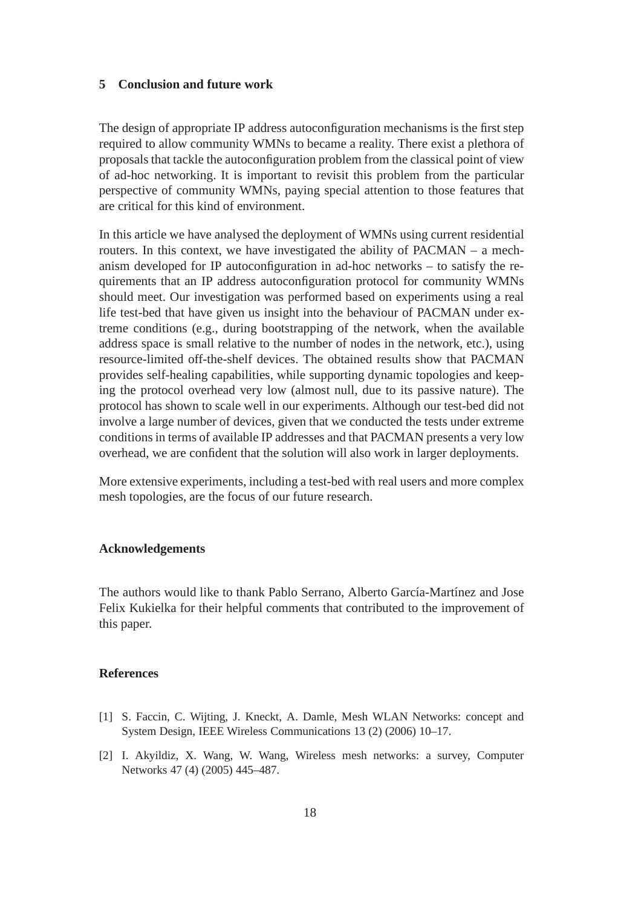## 5 Conclusion and future work

The design of appropriate IP address autoconfiguration mechanisms is the first step required to allow community WMNs to became a reality. There exist a plethora of proposals that tackle the autoconfiguration problem from the classical point of view of ad-hoc networking. It is important to revisit this problem from the particular perspective of community WMNs, paying special attention to those features that are critical for this kind of environment.

In this article we have analysed the deployment of WMNs using current residential routers. In this context, we have investigated the ability of PACMAN – a mechanism developed for IP autoconfiguration in ad-hoc networks – to satisfy the requirements that an IP address autoconfiguration protocol for community WMNs should meet. Our investigation was performed based on experiments using a real life test-bed that have given us insight into the behaviour of PACMAN under extreme conditions (e.g., during bootstrapping of the network, when the available address space is small relative to the number of nodes in the network, etc.), using resource-limited off-the-shelf devices. The obtained results show that PACMAN provides self-healing capabilities, while supporting dynamic topologies and keeping the protocol overhead very low (almost null, due to its passive nature). The protocol has shown to scale well in our experiments. Although our test-bed did not involve a large number of devices, given that we conducted the tests under extreme conditions in terms of available IP addresses and that PACMAN presents a very low overhead, we are confident that the solution will also work in larger deployments.

More extensive experiments, including a test-bed with real users and more complex mesh topologies, are the focus of our future research.

## Acknowledgements

The authors would like to thank Pablo Serrano, Alberto García-Martínez and Jose Felix Kukielka for their helpful comments that contributed to the improvement of this paper.

## References

[1] S. Faccin, C. Wijting, J. Kneckt, A. Damle, Mesh WLAN Networks: concept and System Design, IEEE Wireless Communications 13 (2) (2006) 10–17.

[2] I. Akyildiz, X. Wang, W. Wang, Wireless mesh networks: a survey, Computer Networks 47 (4) (2005) 445–487.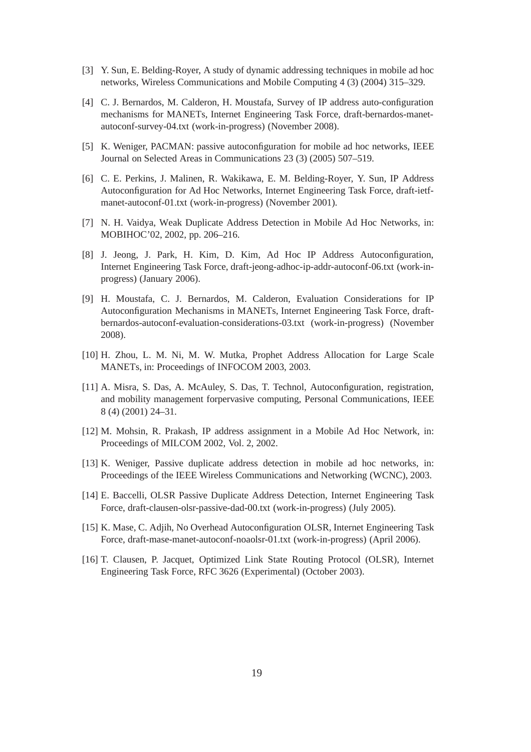[3] Y. Sun, E. Belding-Royer, A study of dynamic addressing techniques in mobile ad hoc networks, Wireless Communications and Mobile Computing 4 (3) (2004) 315–329.

[4] C. J. Bernardos, M. Calderon, H. Moustafa, Survey of IP address auto-configuration mechanisms for MANETs, Internet Engineering Task Force, draft-bernardos-manet-autoconf-survey-04.txt (work-in-progress) (November 2008).

[5] K. Weniger, PACMAN: passive autoconfiguration for mobile ad hoc networks, IEEE Journal on Selected Areas in Communications 23 (3) (2005) 507–519.

[6] C. E. Perkins, J. Malinen, R. Wakikawa, E. M. Belding-Royer, Y. Sun, IP Address Autoconfiguration for Ad Hoc Networks, Internet Engineering Task Force, draft-ietf-manet-autoconf-01.txt (work-in-progress) (November 2001).

[7] N. H. Vaidya, Weak Duplicate Address Detection in Mobile Ad Hoc Networks, in: MOBIHOC'02, 2002, pp. 206–216.

[8] J. Jeong, J. Park, H. Kim, D. Kim, Ad Hoc IP Address Autoconfiguration, Internet Engineering Task Force, draft-jeong-adhoc-ip-addr-autoconf-06.txt (work-in-progress) (January 2006).

[9] H. Moustafa, C. J. Bernardos, M. Calderon, Evaluation Considerations for IP Autoconfiguration Mechanisms in MANETs, Internet Engineering Task Force, draft-bernardos-autoconf-evaluation-considerations-03.txt (work-in-progress) (November 2008).

[10] H. Zhou, L. M. Ni, M. W. Mutka, Prophet Address Allocation for Large Scale MANETs, in: Proceedings of INFOCOM 2003, 2003.

[11] A. Misra, S. Das, A. McAuley, S. Das, T. Technol, Autoconfiguration, registration, and mobility management forpervasive computing, Personal Communications, IEEE 8 (4) (2001) 24–31.

[12] M. Mohsin, R. Prakash, IP address assignment in a Mobile Ad Hoc Network, in: Proceedings of MILCOM 2002, Vol. 2, 2002.

[13] K. Weniger, Passive duplicate address detection in mobile ad hoc networks, in: Proceedings of the IEEE Wireless Communications and Networking (WCNC), 2003.

[14] E. Baccelli, OLSR Passive Duplicate Address Detection, Internet Engineering Task Force, draft-clausen-olsr-passive-dad-00.txt (work-in-progress) (July 2005).

[15] K. Mase, C. Adjih, No Overhead Autoconfiguration OLSR, Internet Engineering Task Force, draft-mase-manet-autoconf-noaolsr-01.txt (work-in-progress) (April 2006).

[16] T. Clausen, P. Jacquet, Optimized Link State Routing Protocol (OLSR), Internet Engineering Task Force, RFC 3626 (Experimental) (October 2003).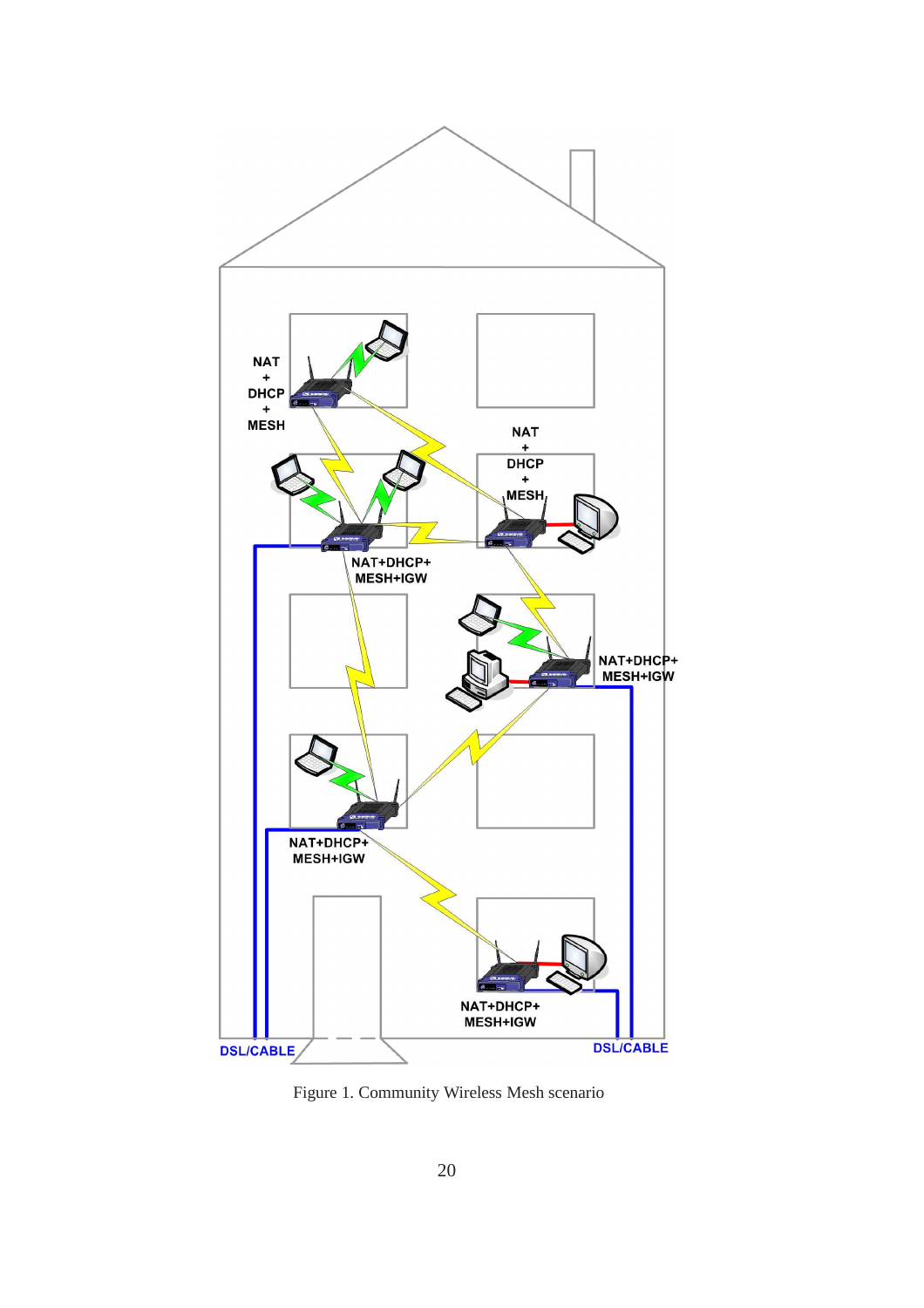Figure 1. Community Wireless Mesh scenario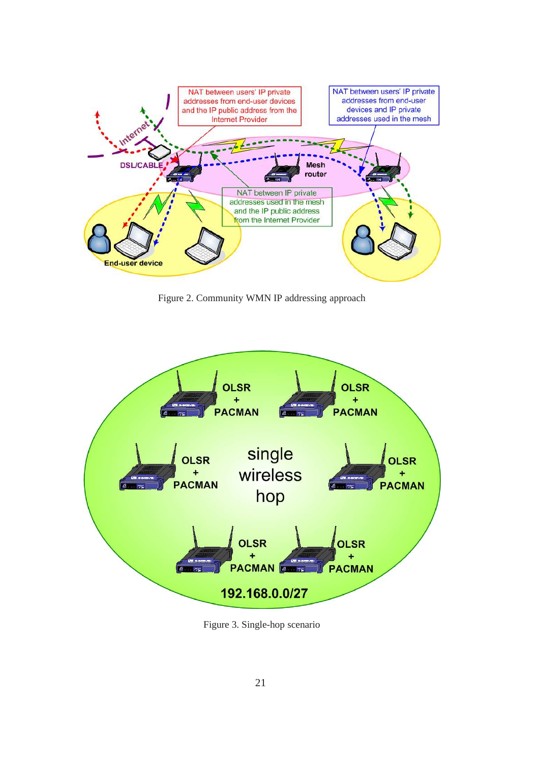Figure 2. Community WMN IP addressing approach

Figure 3. Single-hop scenario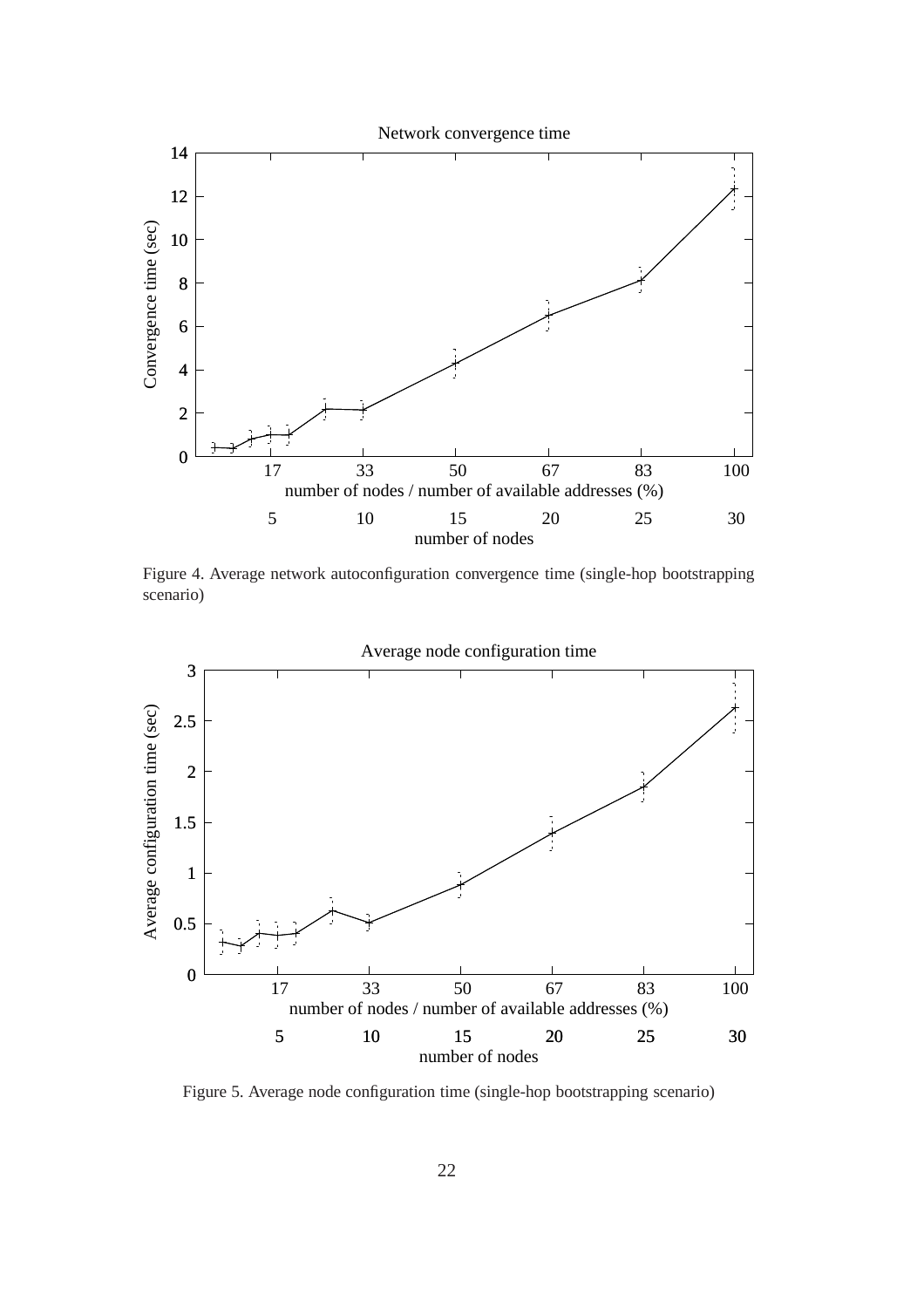Figure 4. Average network autoconfiguration convergence time (single-hop bootstrapping scenario)

Figure 5. Average node configuration time (single-hop bootstrapping scenario)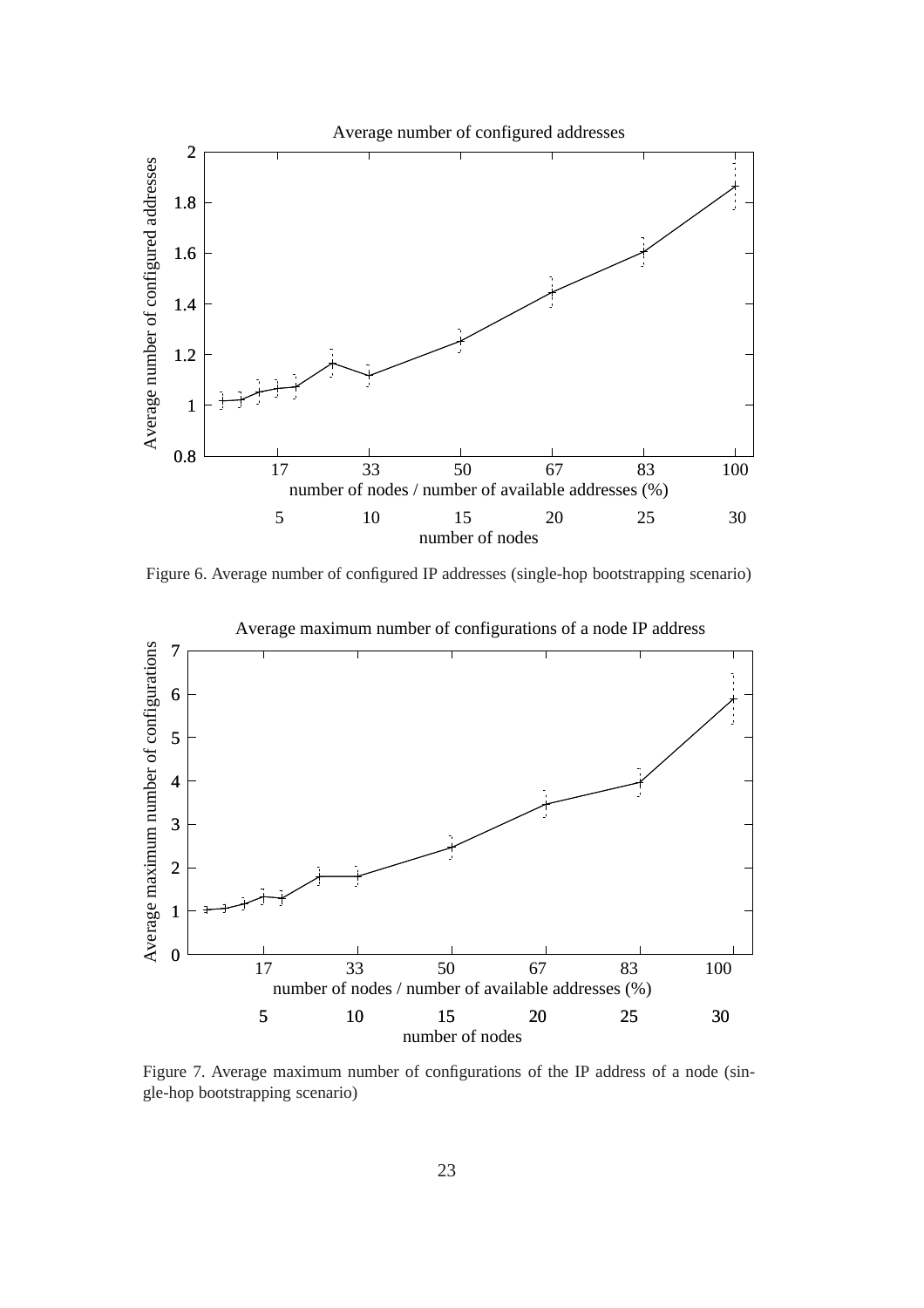Figure 6. Average number of configured IP addresses (single-hop bootstrapping scenario)

Figure 7. Average maximum number of configurations of the IP address of a node (single-hop bootstrapping scenario)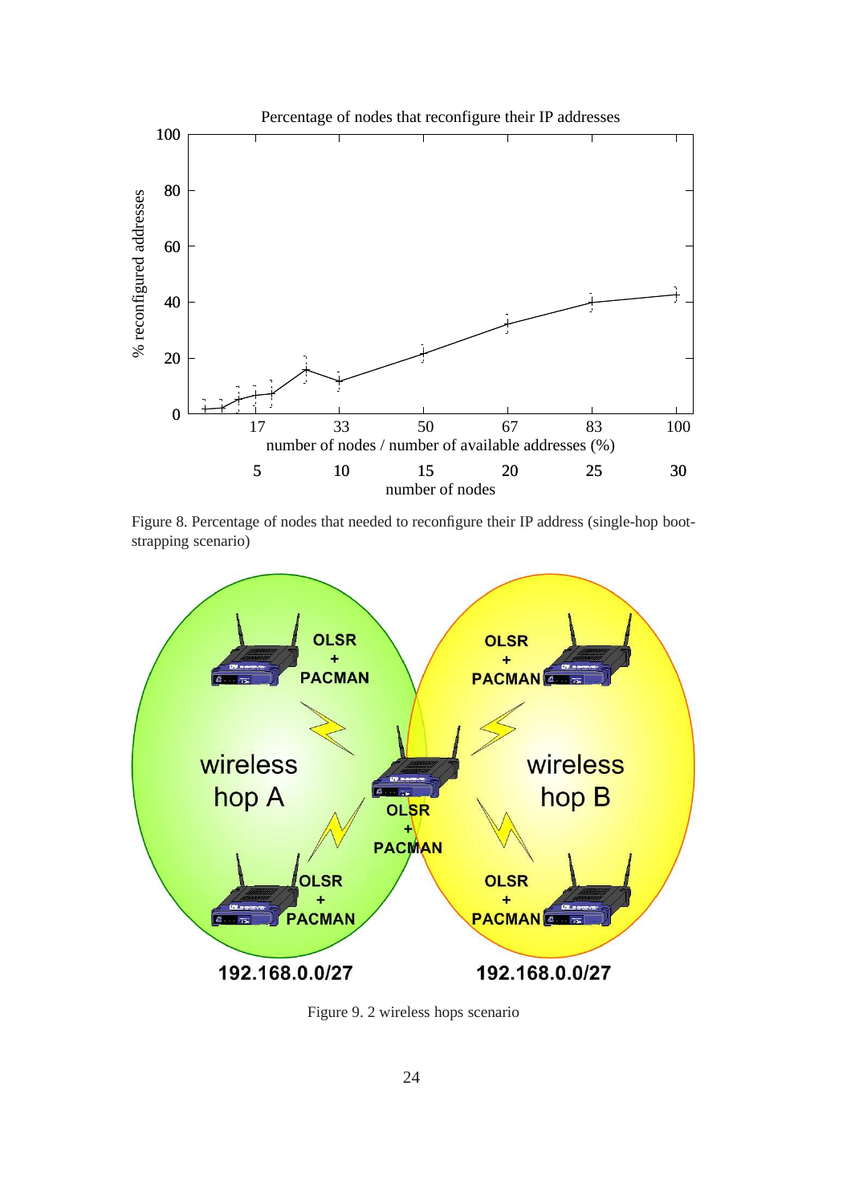Figure 8. Percentage of nodes that needed to reconfigure their IP address (single-hop bootstrapping scenario)

Figure 9. 2 wireless hops scenario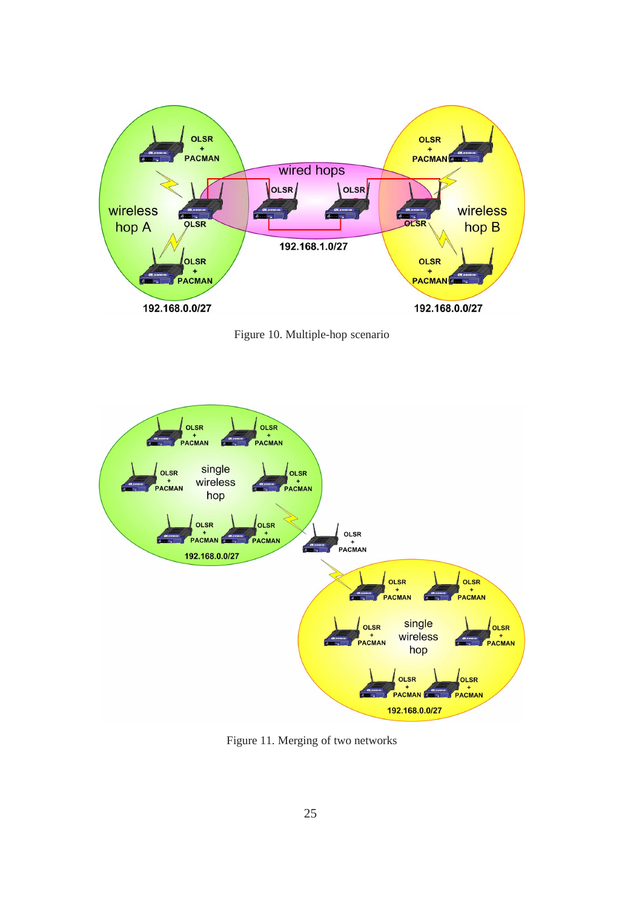wireless hop A

OLSR + PACMAN

OLSR

OLSR + PACMAN

wired hops

OLSR

OLSR

192.168.1.0/27

wireless hop B

OLSR + PACMAN

OLSR

OLSR + PACMAN

192.168.0.0/27

192.168.0.0/27

Figure 10. Multiple-hop scenario

single wireless hop

OLSR + PACMAN

192.168.0.0/27

OLSR + PACMAN

single wireless hop

192.168.0.0/27

Figure 11. Merging of two networks